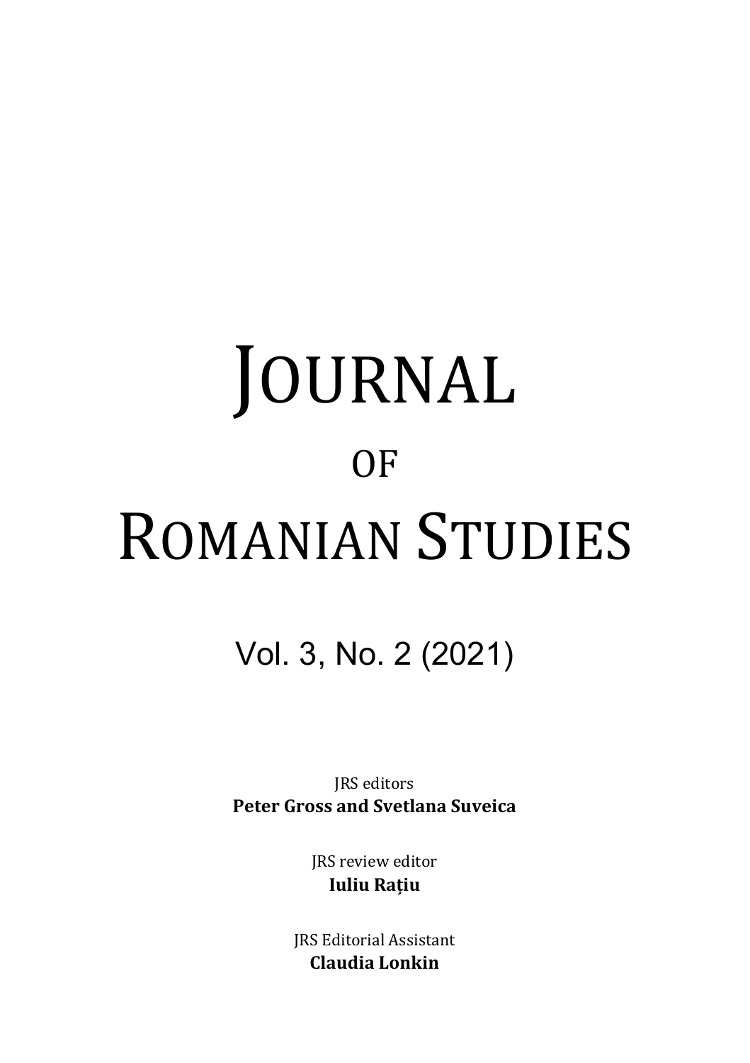# JOURNAL OF ROMANIAN STUDIES

Vol. 3, No. 2 (2021)

JRS editors
**Peter Gross and Svetlana Suveica**

JRS review editor
**Iuliu Rațiu**

JRS Editorial Assistant
**Claudia Lonkin**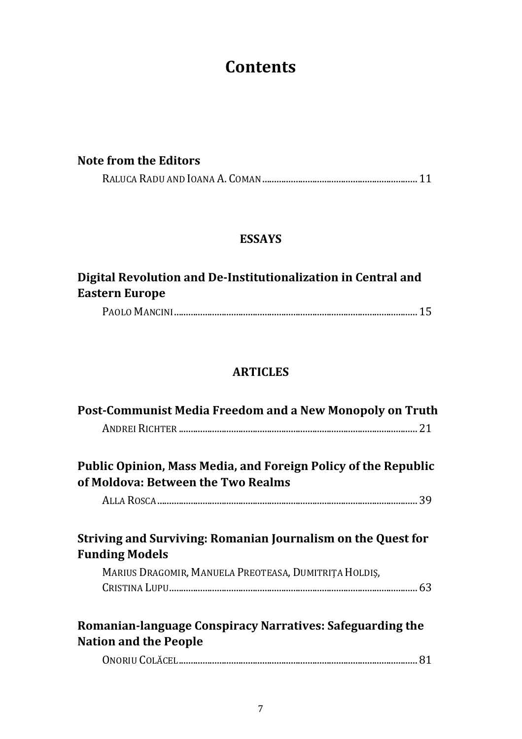# Contents

**Note from the Editors**

RALUCA RADU AND IOANA A. COMAN ................................................................ 11

## ESSAYS

**Digital Revolution and De-Institutionalization in Central and Eastern Europe**

PAOLO MANCINI ................................................................................................ 15

## ARTICLES

**Post-Communist Media Freedom and a New Monopoly on Truth**

ANDREI RICHTER ................................................................................................ 21

**Public Opinion, Mass Media, and Foreign Policy of the Republic of Moldova: Between the Two Realms**

ALLA ROSCA ........................................................................................................ 39

**Striving and Surviving: Romanian Journalism on the Quest for Funding Models**

MARIUS DRAGOMIR, MANUELA PREOTEASA, DUMITRIȚA HOLDIȘ, CRISTINA LUPU ........................................................................................................ 63

**Romanian-language Conspiracy Narratives: Safeguarding the Nation and the People**

ONORIU COLĂCEL ................................................................................................ 81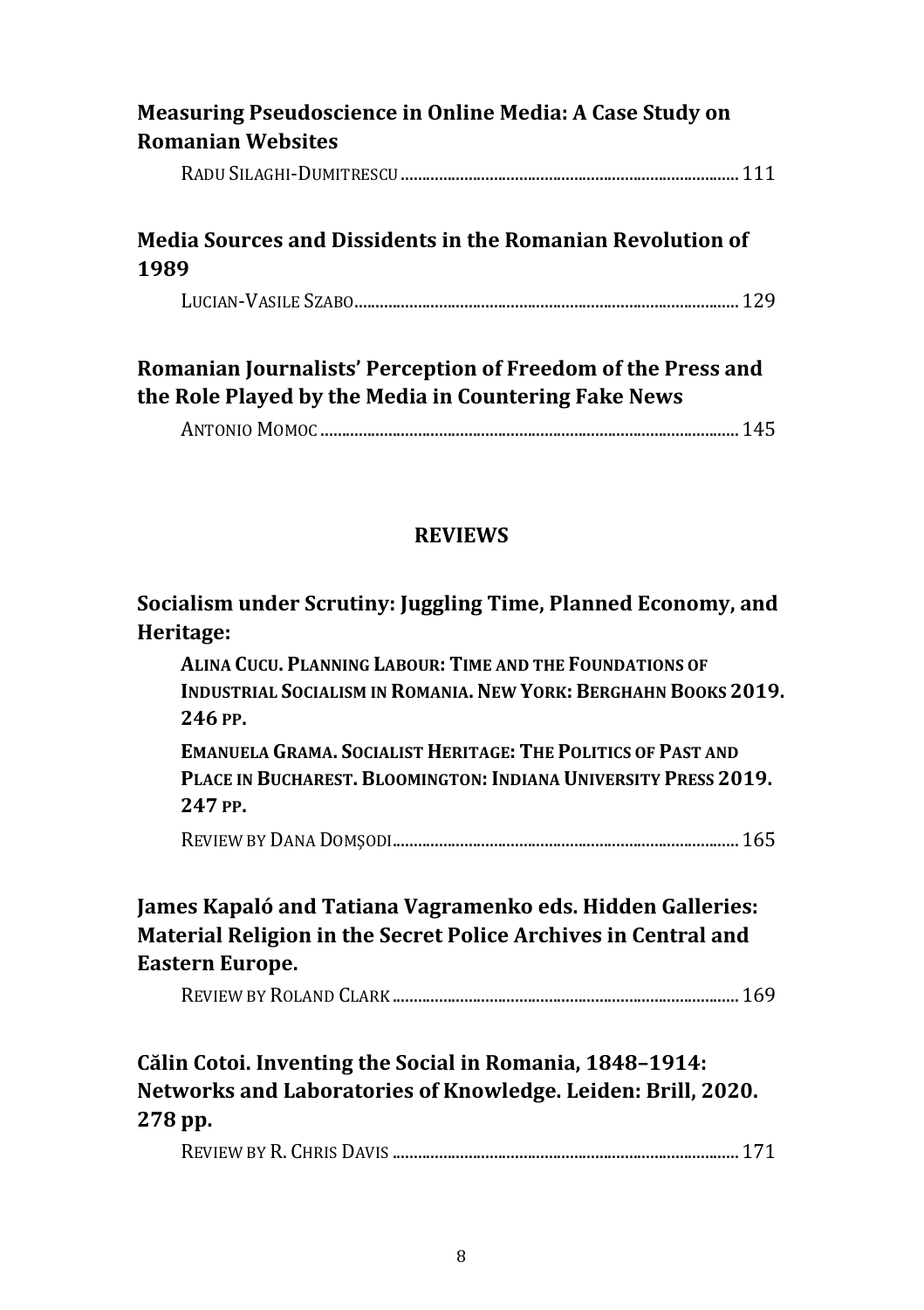**Measuring Pseudoscience in Online Media: A Case Study on Romanian Websites**

RADU SILAGHI-DUMITRESCU ............................................................................ 111

**Media Sources and Dissidents in the Romanian Revolution of 1989**

LUCIAN-VASILE SZABO........................................................................................ 129

**Romanian Journalists' Perception of Freedom of the Press and the Role Played by the Media in Countering Fake News**

ANTONIO MOMOC ................................................................................................ 145

## REVIEWS

**Socialism under Scrutiny: Juggling Time, Planned Economy, and Heritage:**

**ALINA CUCU. PLANNING LABOUR: TIME AND THE FOUNDATIONS OF INDUSTRIAL SOCIALISM IN ROMANIA. NEW YORK: BERGHAHN BOOKS 2019. 246 PP.**

**EMANUELA GRAMA. SOCIALIST HERITAGE: THE POLITICS OF PAST AND PLACE IN BUCHAREST. BLOOMINGTON: INDIANA UNIVERSITY PRESS 2019. 247 PP.**

REVIEW BY DANA DOMȘODI............................................................................... 165

**James Kapaló and Tatiana Vagramenko eds. Hidden Galleries: Material Religion in the Secret Police Archives in Central and Eastern Europe.**

REVIEW BY ROLAND CLARK ............................................................................... 169

**Călin Cotoi. Inventing the Social in Romania, 1848–1914: Networks and Laboratories of Knowledge. Leiden: Brill, 2020. 278 pp.**

REVIEW BY R. CHRIS DAVIS ............................................................................... 171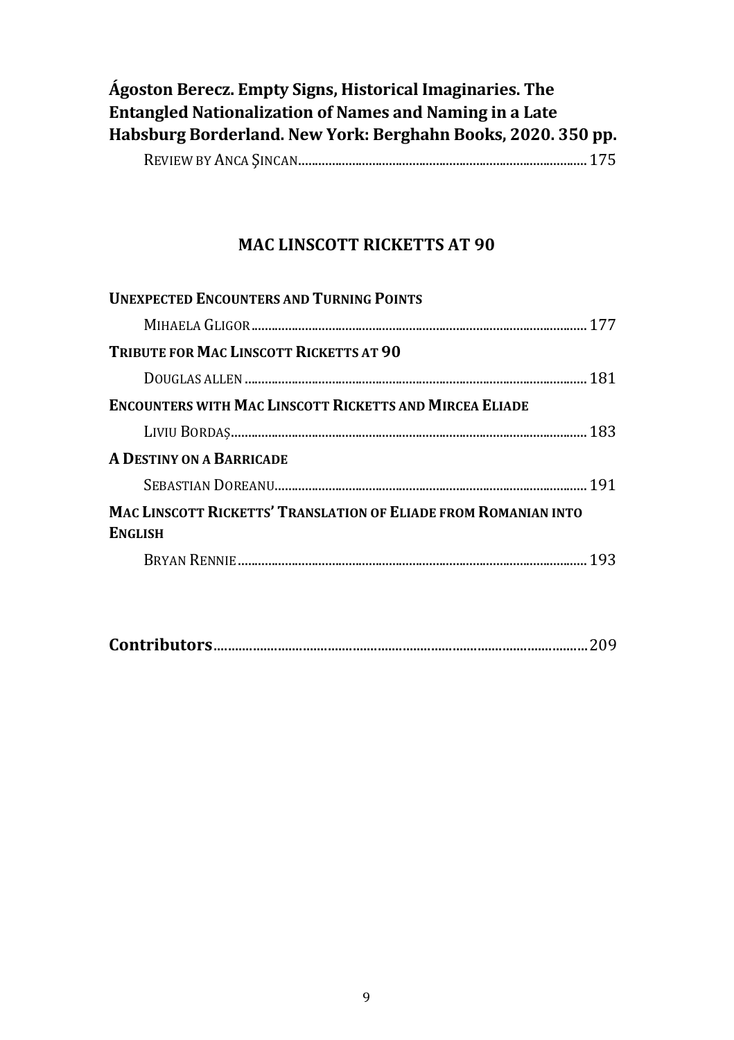**Ágoston Berecz. Empty Signs, Historical Imaginaries. The Entangled Nationalization of Names and Naming in a Late Habsburg Borderland. New York: Berghahn Books, 2020. 350 pp.**

REVIEW BY ANCA ŞINCAN ........................................................................ 175

## MAC LINSCOTT RICKETTS AT 90

**UNEXPECTED ENCOUNTERS AND TURNING POINTS**

MIHAELA GLIGOR ........................................................................ 177

**TRIBUTE FOR MAC LINSCOTT RICKETTS AT 90**

DOUGLAS ALLEN ........................................................................ 181

**ENCOUNTERS WITH MAC LINSCOTT RICKETTS AND MIRCEA ELIADE**

LIVIU BORDAȘ ........................................................................ 183

**A DESTINY ON A BARRICADE**

SEBASTIAN DOREANU ........................................................................ 191

**MAC LINSCOTT RICKETTS' TRANSLATION OF ELIADE FROM ROMANIAN INTO ENGLISH**

BRYAN RENNIE ........................................................................ 193

**Contributors** ........................................................................ 209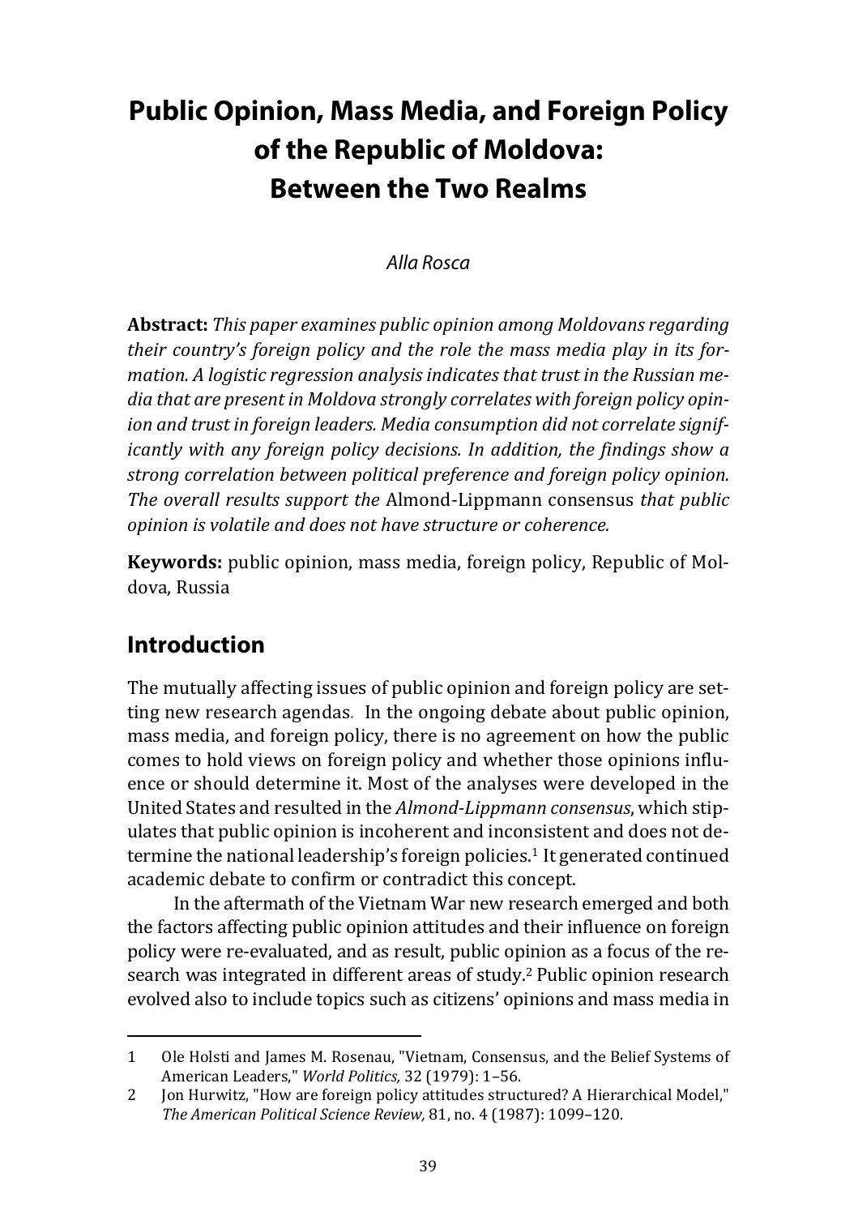# Public Opinion, Mass Media, and Foreign Policy of the Republic of Moldova: Between the Two Realms

*Alla Rosca*

**Abstract:** *This paper examines public opinion among Moldovans regarding their country's foreign policy and the role the mass media play in its formation. A logistic regression analysis indicates that trust in the Russian media that are present in Moldova strongly correlates with foreign policy opinion and trust in foreign leaders. Media consumption did not correlate significantly with any foreign policy decisions. In addition, the findings show a strong correlation between political preference and foreign policy opinion. The overall results support the* Almond-Lippmann consensus *that public opinion is volatile and does not have structure or coherence.*

**Keywords:** public opinion, mass media, foreign policy, Republic of Moldova, Russia

## Introduction

The mutually affecting issues of public opinion and foreign policy are setting new research agendas. In the ongoing debate about public opinion, mass media, and foreign policy, there is no agreement on how the public comes to hold views on foreign policy and whether those opinions influence or should determine it. Most of the analyses were developed in the United States and resulted in the *Almond-Lippmann consensus*, which stipulates that public opinion is incoherent and inconsistent and does not determine the national leadership's foreign policies.[1] It generated continued academic debate to confirm or contradict this concept.

In the aftermath of the Vietnam War new research emerged and both the factors affecting public opinion attitudes and their influence on foreign policy were re-evaluated, and as result, public opinion as a focus of the research was integrated in different areas of study.[2] Public opinion research evolved also to include topics such as citizens' opinions and mass media in

---

1 Ole Holsti and James M. Rosenau, "Vietnam, Consensus, and the Belief Systems of American Leaders," *World Politics,* 32 (1979): 1–56.

2 Jon Hurwitz, "How are foreign policy attitudes structured? A Hierarchical Model," *The American Political Science Review,* 81, no. 4 (1987): 1099–120.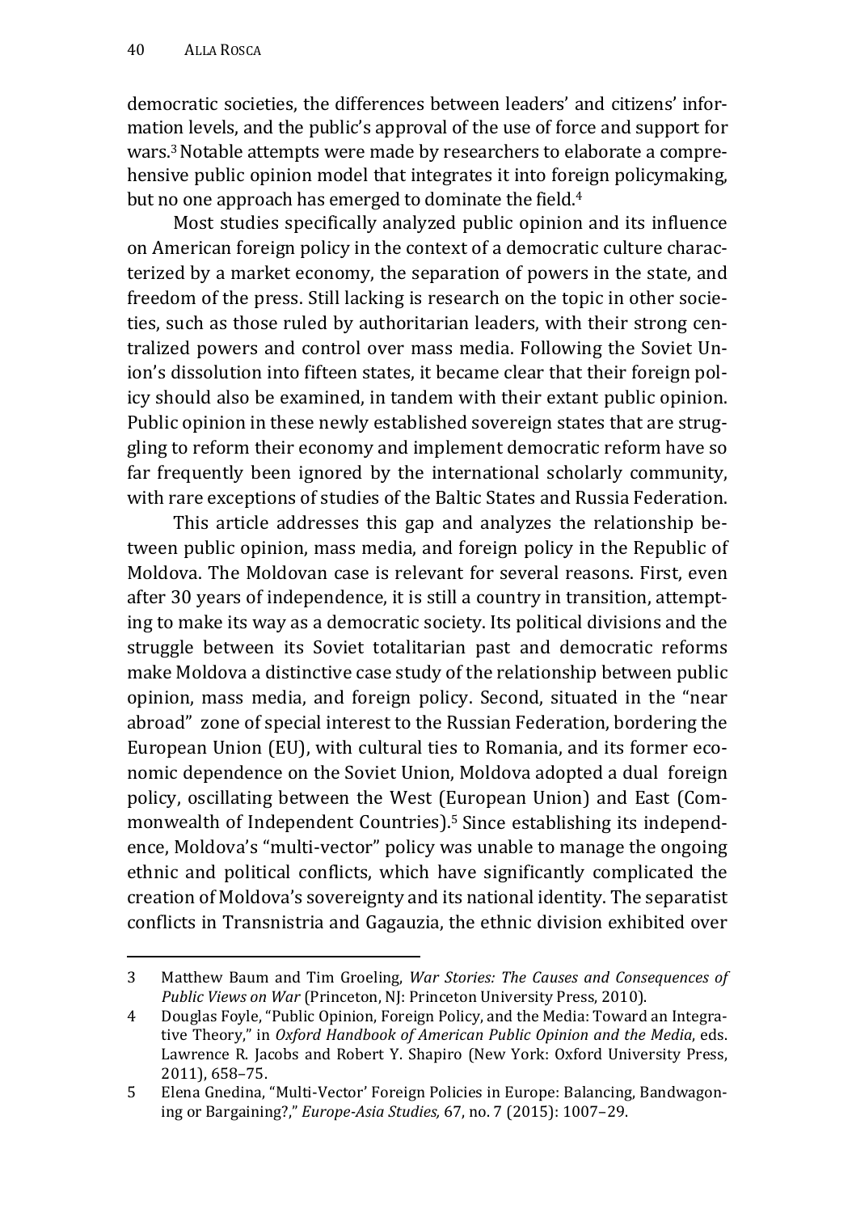democratic societies, the differences between leaders' and citizens' information levels, and the public's approval of the use of force and support for wars.[3] Notable attempts were made by researchers to elaborate a comprehensive public opinion model that integrates it into foreign policymaking, but no one approach has emerged to dominate the field.[4]

Most studies specifically analyzed public opinion and its influence on American foreign policy in the context of a democratic culture characterized by a market economy, the separation of powers in the state, and freedom of the press. Still lacking is research on the topic in other societies, such as those ruled by authoritarian leaders, with their strong centralized powers and control over mass media. Following the Soviet Union's dissolution into fifteen states, it became clear that their foreign policy should also be examined, in tandem with their extant public opinion. Public opinion in these newly established sovereign states that are struggling to reform their economy and implement democratic reform have so far frequently been ignored by the international scholarly community, with rare exceptions of studies of the Baltic States and Russia Federation.

This article addresses this gap and analyzes the relationship between public opinion, mass media, and foreign policy in the Republic of Moldova. The Moldovan case is relevant for several reasons. First, even after 30 years of independence, it is still a country in transition, attempting to make its way as a democratic society. Its political divisions and the struggle between its Soviet totalitarian past and democratic reforms make Moldova a distinctive case study of the relationship between public opinion, mass media, and foreign policy. Second, situated in the "near abroad" zone of special interest to the Russian Federation, bordering the European Union (EU), with cultural ties to Romania, and its former economic dependence on the Soviet Union, Moldova adopted a dual foreign policy, oscillating between the West (European Union) and East (Commonwealth of Independent Countries).[5] Since establishing its independence, Moldova's "multi-vector" policy was unable to manage the ongoing ethnic and political conflicts, which have significantly complicated the creation of Moldova's sovereignty and its national identity. The separatist conflicts in Transnistria and Gagauzia, the ethnic division exhibited over

3 Matthew Baum and Tim Groeling, *War Stories: The Causes and Consequences of Public Views on War* (Princeton, NJ: Princeton University Press, 2010).

4 Douglas Foyle, "Public Opinion, Foreign Policy, and the Media: Toward an Integrative Theory," in *Oxford Handbook of American Public Opinion and the Media*, eds. Lawrence R. Jacobs and Robert Y. Shapiro (New York: Oxford University Press, 2011), 658–75.

5 Elena Gnedina, "Multi-Vector' Foreign Policies in Europe: Balancing, Bandwagoning or Bargaining?," *Europe-Asia Studies,* 67, no. 7 (2015): 1007–29.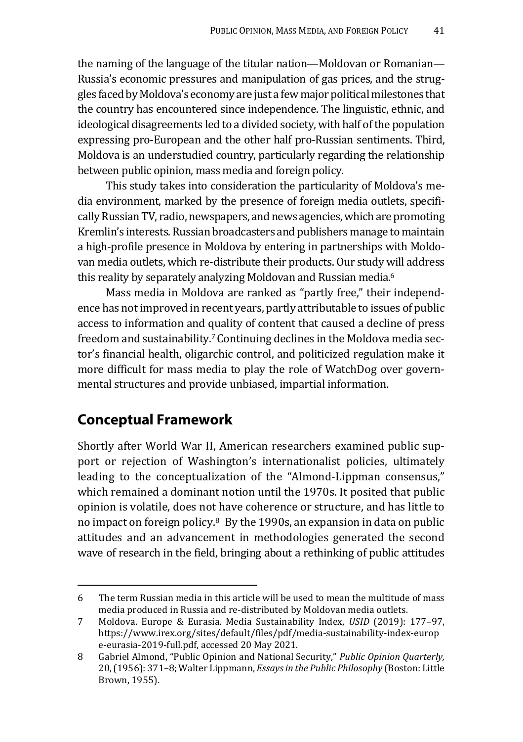the naming of the language of the titular nation—Moldovan or Romanian—Russia's economic pressures and manipulation of gas prices, and the struggles faced by Moldova's economy are just a few major political milestones that the country has encountered since independence. The linguistic, ethnic, and ideological disagreements led to a divided society, with half of the population expressing pro-European and the other half pro-Russian sentiments. Third, Moldova is an understudied country, particularly regarding the relationship between public opinion, mass media and foreign policy.

This study takes into consideration the particularity of Moldova's media environment, marked by the presence of foreign media outlets, specifically Russian TV, radio, newspapers, and news agencies, which are promoting Kremlin's interests. Russian broadcasters and publishers manage to maintain a high-profile presence in Moldova by entering in partnerships with Moldovan media outlets, which re-distribute their products. Our study will address this reality by separately analyzing Moldovan and Russian media.[6]

Mass media in Moldova are ranked as "partly free," their independence has not improved in recent years, partly attributable to issues of public access to information and quality of content that caused a decline of press freedom and sustainability.[7] Continuing declines in the Moldova media sector's financial health, oligarchic control, and politicized regulation make it more difficult for mass media to play the role of WatchDog over governmental structures and provide unbiased, impartial information.

## Conceptual Framework

Shortly after World War II, American researchers examined public support or rejection of Washington's internationalist policies, ultimately leading to the conceptualization of the "Almond-Lippman consensus," which remained a dominant notion until the 1970s. It posited that public opinion is volatile, does not have coherence or structure, and has little to no impact on foreign policy.[8] By the 1990s, an expansion in data on public attitudes and an advancement in methodologies generated the second wave of research in the field, bringing about a rethinking of public attitudes

---

6 The term Russian media in this article will be used to mean the multitude of mass media produced in Russia and re-distributed by Moldovan media outlets.

7 Moldova. Europe & Eurasia. Media Sustainability Index, *USID* (2019): 177–97, https://www.irex.org/sites/default/files/pdf/media-sustainability-index-europe-eurasia-2019-full.pdf, accessed 20 May 2021.

8 Gabriel Almond, "Public Opinion and National Security," *Public Opinion Quarterly,* 20, (1956): 371–8; Walter Lippmann, *Essays in the Public Philosophy* (Boston: Little Brown, 1955).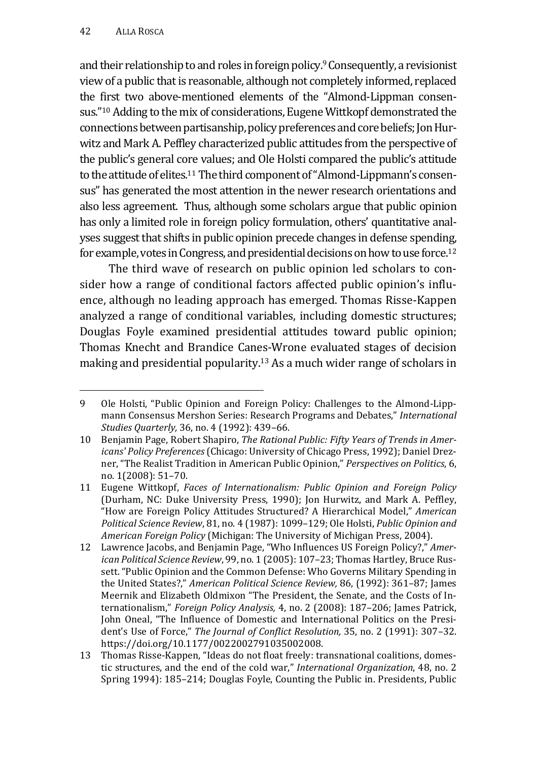and their relationship to and roles in foreign policy.[9] Consequently, a revisionist view of a public that is reasonable, although not completely informed, replaced the first two above-mentioned elements of the "Almond-Lippman consensus."[10] Adding to the mix of considerations, Eugene Wittkopf demonstrated the connections between partisanship, policy preferences and core beliefs; Jon Hurwitz and Mark A. Peffley characterized public attitudes from the perspective of the public's general core values; and Ole Holsti compared the public's attitude to the attitude of elites.[11] The third component of "Almond-Lippmann's consensus" has generated the most attention in the newer research orientations and also less agreement. Thus, although some scholars argue that public opinion has only a limited role in foreign policy formulation, others' quantitative analyses suggest that shifts in public opinion precede changes in defense spending, for example, votes in Congress, and presidential decisions on how to use force.[12]

The third wave of research on public opinion led scholars to consider how a range of conditional factors affected public opinion's influence, although no leading approach has emerged. Thomas Risse-Kappen analyzed a range of conditional variables, including domestic structures; Douglas Foyle examined presidential attitudes toward public opinion; Thomas Knecht and Brandice Canes-Wrone evaluated stages of decision making and presidential popularity.[13] As a much wider range of scholars in

---

9 Ole Holsti, "Public Opinion and Foreign Policy: Challenges to the Almond-Lippmann Consensus Mershon Series: Research Programs and Debates," *International Studies Quarterly,* 36, no. 4 (1992): 439–66.

10 Benjamin Page, Robert Shapiro, *The Rational Public: Fifty Years of Trends in Americans' Policy Preferences* (Chicago: University of Chicago Press, 1992); Daniel Drezner, "The Realist Tradition in American Public Opinion," *Perspectives on Politics*, 6, no. 1(2008): 51–70.

11 Eugene Wittkopf, *Faces of Internationalism: Public Opinion and Foreign Policy* (Durham, NC: Duke University Press, 1990); Jon Hurwitz, and Mark A. Peffley, "How are Foreign Policy Attitudes Structured? A Hierarchical Model," *American Political Science Review*, 81, no. 4 (1987): 1099–129; Ole Holsti, *Public Opinion and American Foreign Policy* (Michigan: The University of Michigan Press, 2004).

12 Lawrence Jacobs, and Benjamin Page, "Who Influences US Foreign Policy?," *American Political Science Review*, 99, no. 1 (2005): 107–23; Thomas Hartley, Bruce Russett. "Public Opinion and the Common Defense: Who Governs Military Spending in the United States?," *American Political Science Review,* 86, (1992): 361–87; James Meernik and Elizabeth Oldmixon "The President, the Senate, and the Costs of Internationalism," *Foreign Policy Analysis,* 4, no. 2 (2008): 187–206; James Patrick, John Oneal, "The Influence of Domestic and International Politics on the President's Use of Force," *The Journal of Conflict Resolution,* 35, no. 2 (1991): 307–32. https://doi.org/10.1177/0022002791035002008.

13 Thomas Risse-Kappen, "Ideas do not float freely: transnational coalitions, domestic structures, and the end of the cold war," *International Organization*, 48, no. 2 Spring 1994): 185–214; Douglas Foyle, Counting the Public in. Presidents, Public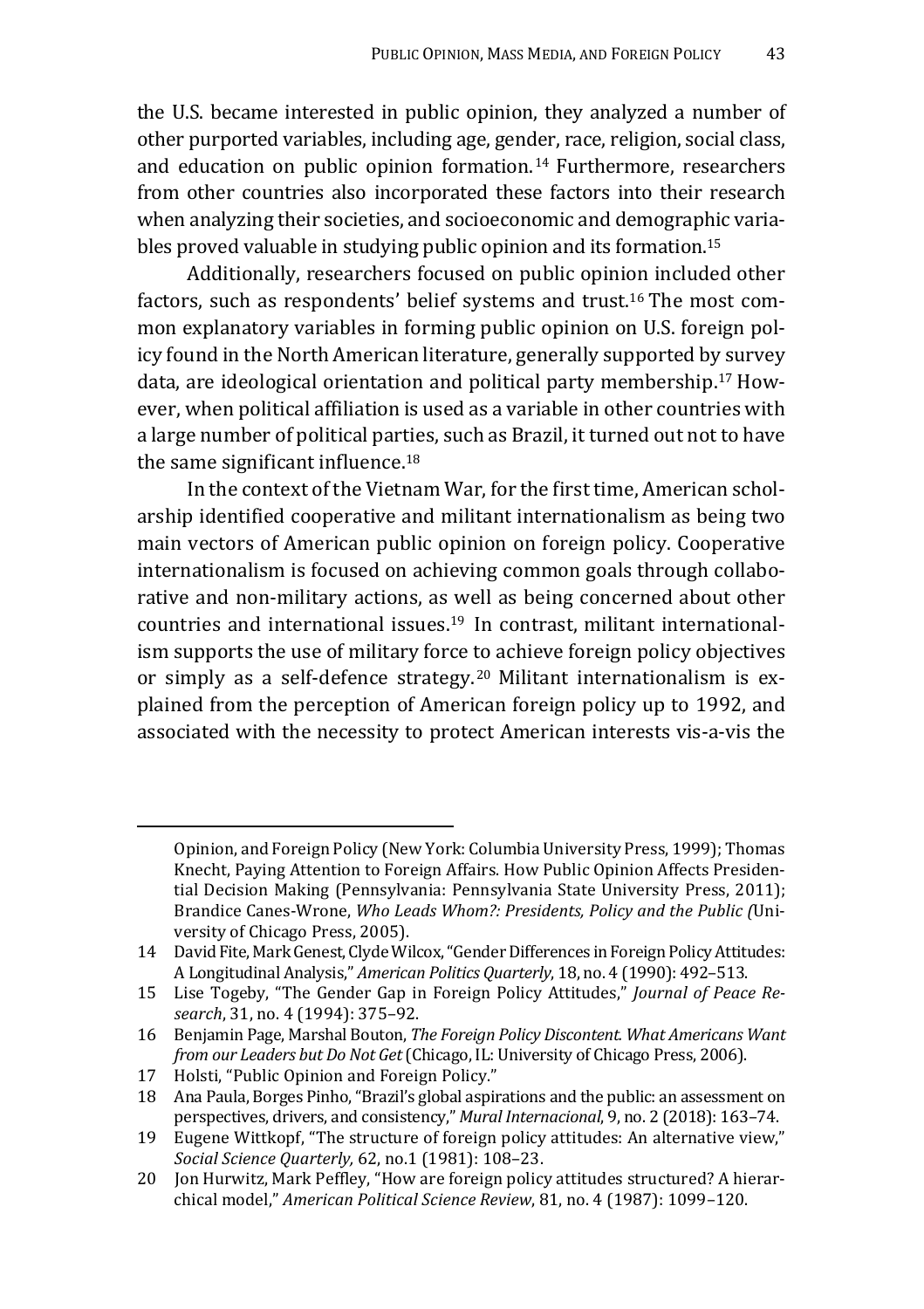the U.S. became interested in public opinion, they analyzed a number of other purported variables, including age, gender, race, religion, social class, and education on public opinion formation.[14] Furthermore, researchers from other countries also incorporated these factors into their research when analyzing their societies, and socioeconomic and demographic variables proved valuable in studying public opinion and its formation.[15]

Additionally, researchers focused on public opinion included other factors, such as respondents' belief systems and trust.[16] The most common explanatory variables in forming public opinion on U.S. foreign policy found in the North American literature, generally supported by survey data, are ideological orientation and political party membership.[17] However, when political affiliation is used as a variable in other countries with a large number of political parties, such as Brazil, it turned out not to have the same significant influence.[18]

In the context of the Vietnam War, for the first time, American scholarship identified cooperative and militant internationalism as being two main vectors of American public opinion on foreign policy. Cooperative internationalism is focused on achieving common goals through collaborative and non-military actions, as well as being concerned about other countries and international issues.[19] In contrast, militant internationalism supports the use of military force to achieve foreign policy objectives or simply as a self-defence strategy.[20] Militant internationalism is explained from the perception of American foreign policy up to 1992, and associated with the necessity to protect American interests vis-a-vis the

---

Opinion, and Foreign Policy (New York: Columbia University Press, 1999); Thomas Knecht, Paying Attention to Foreign Affairs. How Public Opinion Affects Presidential Decision Making (Pennsylvania: Pennsylvania State University Press, 2011); Brandice Canes-Wrone, *Who Leads Whom?: Presidents, Policy and the Public (*University of Chicago Press, 2005).

14 David Fite, Mark Genest, Clyde Wilcox, "Gender Differences in Foreign Policy Attitudes: A Longitudinal Analysis," *American Politics Quarterly*, 18, no. 4 (1990): 492–513.

15 Lise Togeby, "The Gender Gap in Foreign Policy Attitudes," *Journal of Peace Research*, 31, no. 4 (1994): 375–92.

16 Benjamin Page, Marshal Bouton, *The Foreign Policy Discontent. What Americans Want from our Leaders but Do Not Get* (Chicago, IL: University of Chicago Press, 2006).

17 Holsti, "Public Opinion and Foreign Policy."

18 Ana Paula, Borges Pinho, "Brazil's global aspirations and the public: an assessment on perspectives, drivers, and consistency," *Mural Internacional*, 9, no. 2 (2018): 163–74.

19 Eugene Wittkopf, "The structure of foreign policy attitudes: An alternative view," *Social Science Quarterly,* 62, no.1 (1981): 108–23.

20 Jon Hurwitz, Mark Peffley, "How are foreign policy attitudes structured? A hierarchical model," *American Political Science Review*, 81, no. 4 (1987): 1099–120.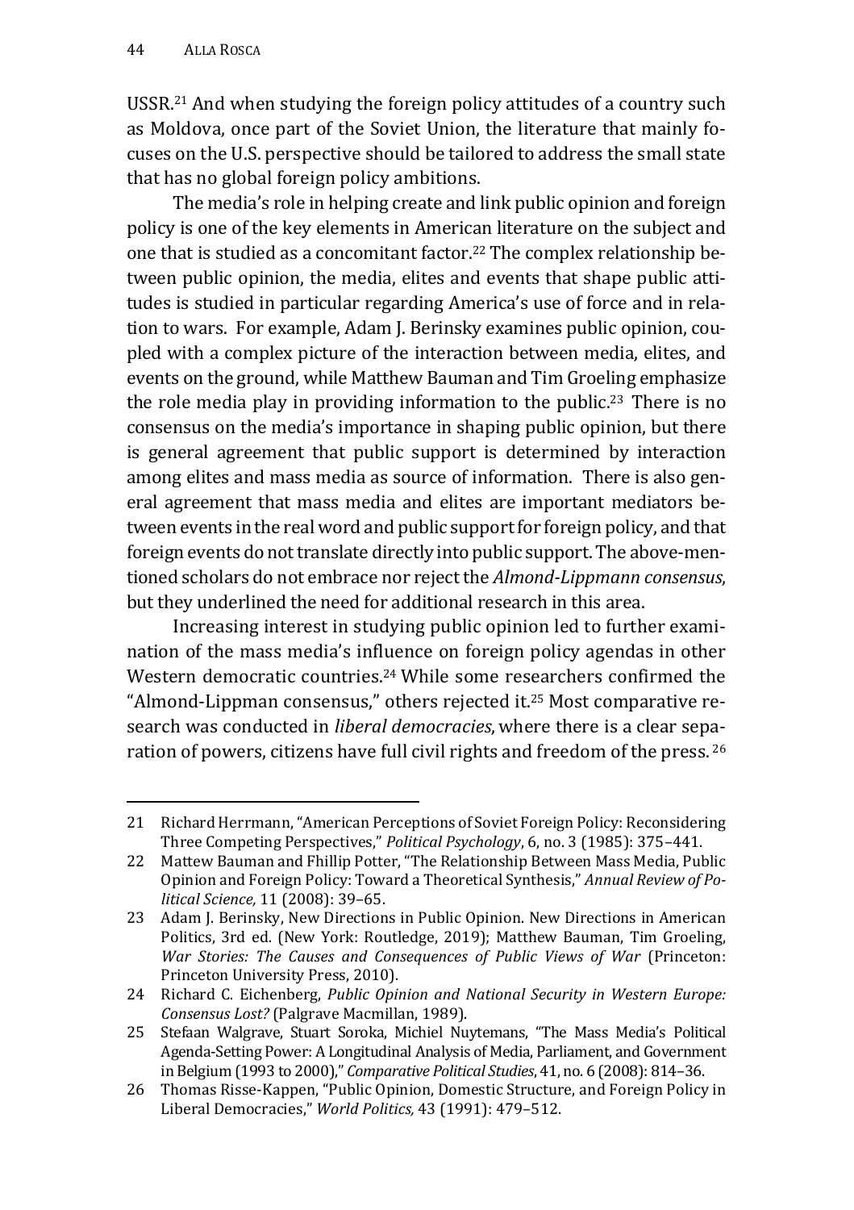USSR.[21] And when studying the foreign policy attitudes of a country such as Moldova, once part of the Soviet Union, the literature that mainly focuses on the U.S. perspective should be tailored to address the small state that has no global foreign policy ambitions.

The media's role in helping create and link public opinion and foreign policy is one of the key elements in American literature on the subject and one that is studied as a concomitant factor.[22] The complex relationship between public opinion, the media, elites and events that shape public attitudes is studied in particular regarding America's use of force and in relation to wars. For example, Adam J. Berinsky examines public opinion, coupled with a complex picture of the interaction between media, elites, and events on the ground, while Matthew Bauman and Tim Groeling emphasize the role media play in providing information to the public.[23] There is no consensus on the media's importance in shaping public opinion, but there is general agreement that public support is determined by interaction among elites and mass media as source of information. There is also general agreement that mass media and elites are important mediators between events in the real word and public support for foreign policy, and that foreign events do not translate directly into public support. The above-mentioned scholars do not embrace nor reject the *Almond-Lippmann consensus*, but they underlined the need for additional research in this area.

Increasing interest in studying public opinion led to further examination of the mass media's influence on foreign policy agendas in other Western democratic countries.[24] While some researchers confirmed the "Almond-Lippman consensus," others rejected it.[25] Most comparative research was conducted in *liberal democracies*, where there is a clear separation of powers, citizens have full civil rights and freedom of the press. [26]

---

21 Richard Herrmann, "American Perceptions of Soviet Foreign Policy: Reconsidering Three Competing Perspectives," *Political Psychology*, 6, no. 3 (1985): 375–441.

22 Mattew Bauman and Phillip Potter, "The Relationship Between Mass Media, Public Opinion and Foreign Policy: Toward a Theoretical Synthesis," *Annual Review of Political Science,* 11 (2008): 39–65.

23 Adam J. Berinsky, New Directions in Public Opinion. New Directions in American Politics, 3rd ed. (New York: Routledge, 2019); Matthew Bauman, Tim Groeling, *War Stories: The Causes and Consequences of Public Views of War* (Princeton: Princeton University Press, 2010).

24 Richard C. Eichenberg, *Public Opinion and National Security in Western Europe: Consensus Lost?* (Palgrave Macmillan, 1989).

25 Stefaan Walgrave, Stuart Soroka, Michiel Nuytemans, "The Mass Media's Political Agenda-Setting Power: A Longitudinal Analysis of Media, Parliament, and Government in Belgium (1993 to 2000)," *Comparative Political Studies*, 41, no. 6 (2008): 814–36.

26 Thomas Risse-Kappen, "Public Opinion, Domestic Structure, and Foreign Policy in Liberal Democracies," *World Politics,* 43 (1991): 479–512.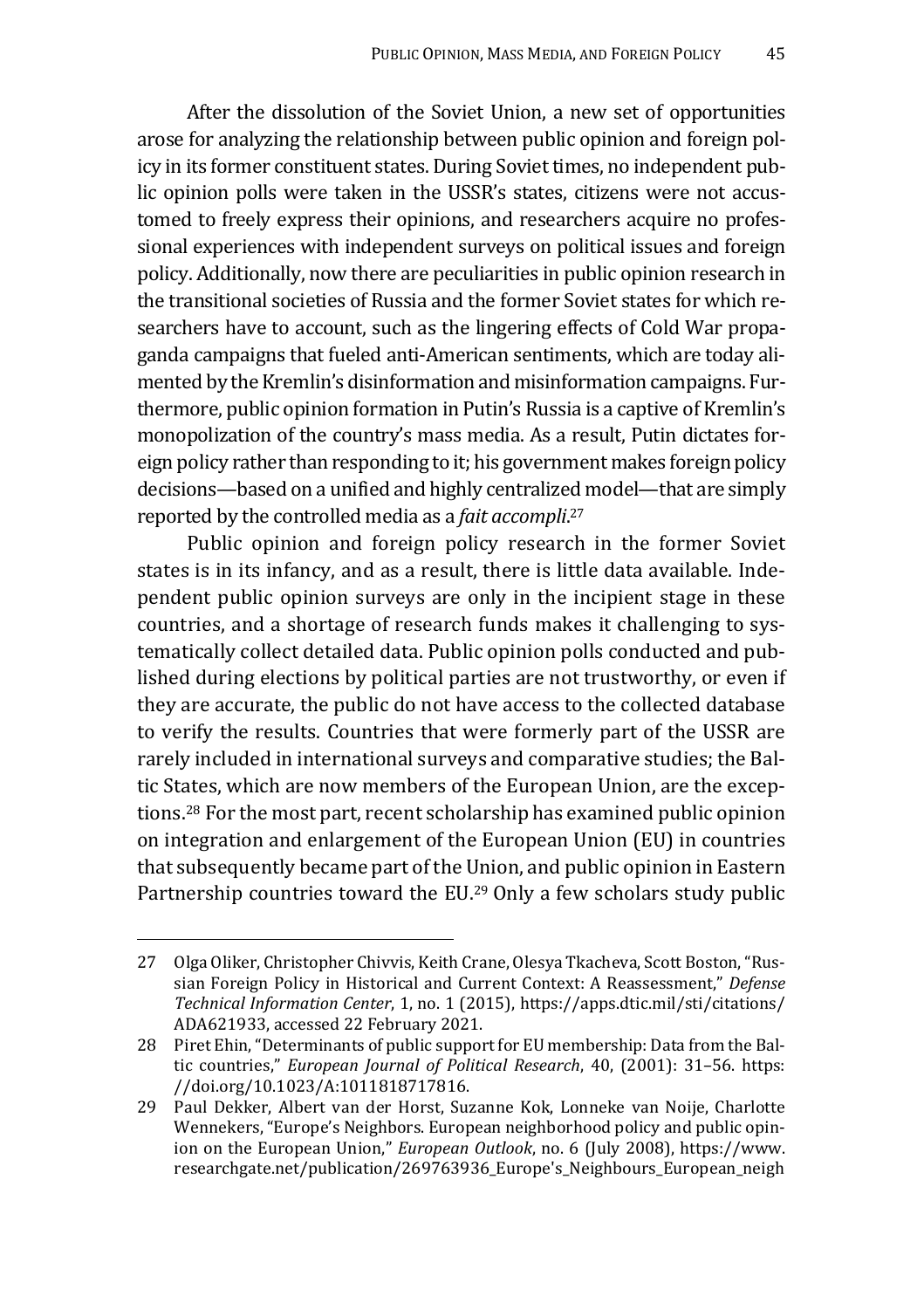After the dissolution of the Soviet Union, a new set of opportunities arose for analyzing the relationship between public opinion and foreign policy in its former constituent states. During Soviet times, no independent public opinion polls were taken in the USSR's states, citizens were not accustomed to freely express their opinions, and researchers acquire no professional experiences with independent surveys on political issues and foreign policy. Additionally, now there are peculiarities in public opinion research in the transitional societies of Russia and the former Soviet states for which researchers have to account, such as the lingering effects of Cold War propaganda campaigns that fueled anti-American sentiments, which are today alimented by the Kremlin's disinformation and misinformation campaigns. Furthermore, public opinion formation in Putin's Russia is a captive of Kremlin's monopolization of the country's mass media. As a result, Putin dictates foreign policy rather than responding to it; his government makes foreign policy decisions—based on a unified and highly centralized model—that are simply reported by the controlled media as a *fait accompli*.[27]

Public opinion and foreign policy research in the former Soviet states is in its infancy, and as a result, there is little data available. Independent public opinion surveys are only in the incipient stage in these countries, and a shortage of research funds makes it challenging to systematically collect detailed data. Public opinion polls conducted and published during elections by political parties are not trustworthy, or even if they are accurate, the public do not have access to the collected database to verify the results. Countries that were formerly part of the USSR are rarely included in international surveys and comparative studies; the Baltic States, which are now members of the European Union, are the exceptions.[28] For the most part, recent scholarship has examined public opinion on integration and enlargement of the European Union (EU) in countries that subsequently became part of the Union, and public opinion in Eastern Partnership countries toward the EU.[29] Only a few scholars study public

---

27 Olga Oliker, Christopher Chivvis, Keith Crane, Olesya Tkacheva, Scott Boston, "Russian Foreign Policy in Historical and Current Context: A Reassessment," *Defense Technical Information Center*, 1, no. 1 (2015), https://apps.dtic.mil/sti/citations/ADA621933, accessed 22 February 2021.

28 Piret Ehin, "Determinants of public support for EU membership: Data from the Baltic countries," *European Journal of Political Research*, 40, (2001): 31–56. https://doi.org/10.1023/A:1011818717816.

29 Paul Dekker, Albert van der Horst, Suzanne Kok, Lonneke van Noije, Charlotte Wennekers, "Europe's Neighbors. European neighborhood policy and public opinion on the European Union," *European Outlook*, no. 6 (July 2008), https://www.researchgate.net/publication/269763936_Europe's_Neighbours_European_neigh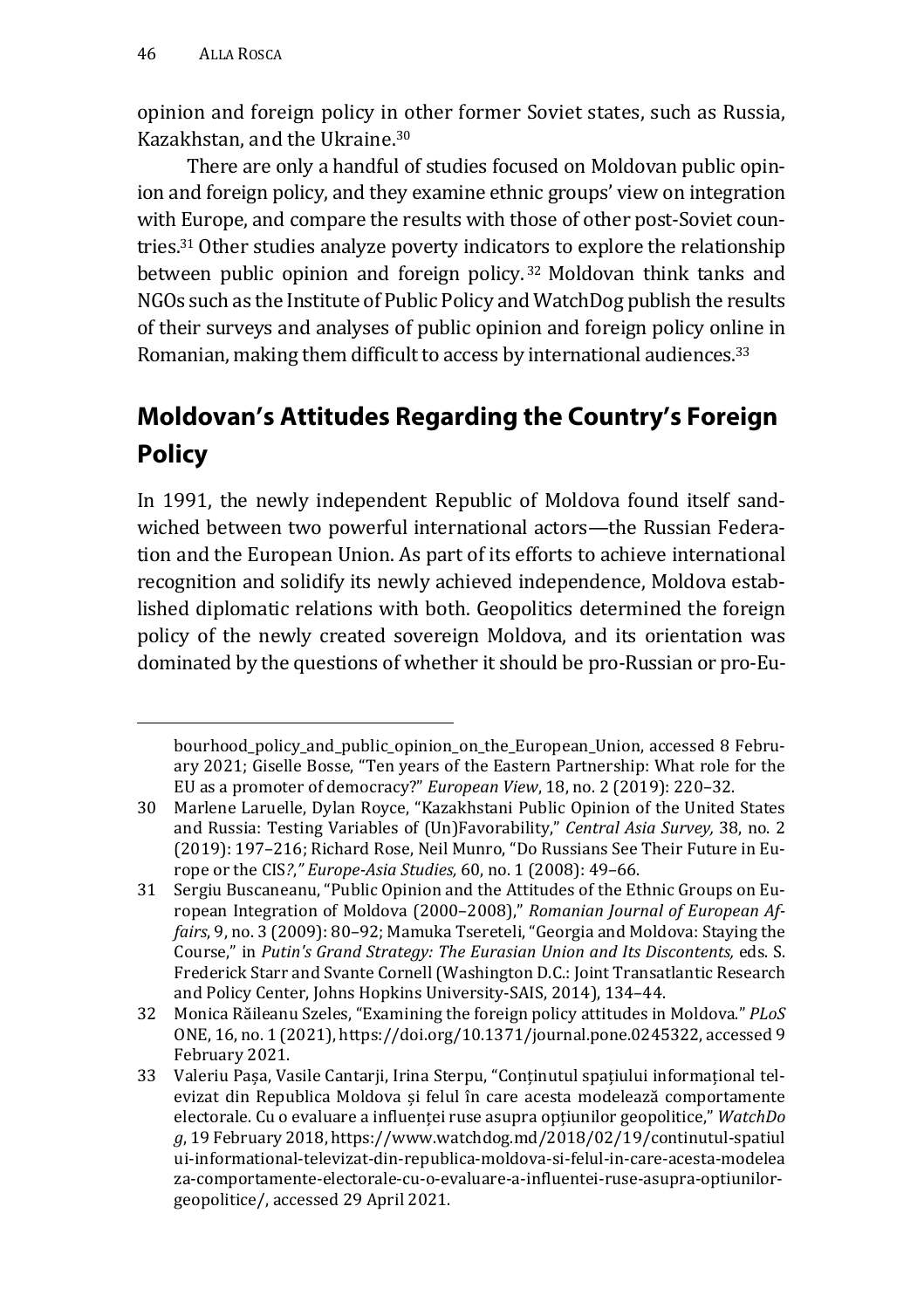opinion and foreign policy in other former Soviet states, such as Russia, Kazakhstan, and the Ukraine.[30]

There are only a handful of studies focused on Moldovan public opinion and foreign policy, and they examine ethnic groups' view on integration with Europe, and compare the results with those of other post-Soviet countries.[31] Other studies analyze poverty indicators to explore the relationship between public opinion and foreign policy.[32] Moldovan think tanks and NGOs such as the Institute of Public Policy and WatchDog publish the results of their surveys and analyses of public opinion and foreign policy online in Romanian, making them difficult to access by international audiences.[33]

## Moldovan's Attitudes Regarding the Country's Foreign Policy

In 1991, the newly independent Republic of Moldova found itself sandwiched between two powerful international actors—the Russian Federation and the European Union. As part of its efforts to achieve international recognition and solidify its newly achieved independence, Moldova established diplomatic relations with both. Geopolitics determined the foreign policy of the newly created sovereign Moldova, and its orientation was dominated by the questions of whether it should be pro-Russian or pro-Eu-

---

bourhood_policy_and_public_opinion_on_the_European_Union, accessed 8 February 2021; Giselle Bosse, "Ten years of the Eastern Partnership: What role for the EU as a promoter of democracy?" *European View*, 18, no. 2 (2019): 220–32.

30 Marlene Laruelle, Dylan Royce, "Kazakhstani Public Opinion of the United States and Russia: Testing Variables of (Un)Favorability," *Central Asia Survey,* 38, no. 2 (2019): 197–216; Richard Rose, Neil Munro, "Do Russians See Their Future in Europe or the CIS?," *Europe-Asia Studies,* 60, no. 1 (2008): 49–66.

31 Sergiu Buscaneanu, "Public Opinion and the Attitudes of the Ethnic Groups on European Integration of Moldova (2000–2008)," *Romanian Journal of European Affairs*, 9, no. 3 (2009): 80–92; Mamuka Tsereteli, "Georgia and Moldova: Staying the Course," in *Putin's Grand Strategy: The Eurasian Union and Its Discontents,* eds. S. Frederick Starr and Svante Cornell (Washington D.C.: Joint Transatlantic Research and Policy Center, Johns Hopkins University-SAIS, 2014), 134–44.

32 Monica Răileanu Szeles, "Examining the foreign policy attitudes in Moldova." *PLoS* ONE, 16, no. 1 (2021), https://doi.org/10.1371/journal.pone.0245322, accessed 9 February 2021.

33 Valeriu Pașa, Vasile Cantarji, Irina Sterpu, "Conținutul spațiului informațional televizat din Republica Moldova și felul în care acesta modelează comportamente electorale. Cu o evaluare a influenței ruse asupra opțiunilor geopolitice," *WatchDog*, 19 February 2018, https://www.watchdog.md/2018/02/19/continutul-spatiului-informational-televizat-din-republica-moldova-si-felul-in-care-acesta-modeleaza-comportamente-electorale-cu-o-evaluare-a-influentei-ruse-asupra-optiunilor-geopolitice/, accessed 29 April 2021.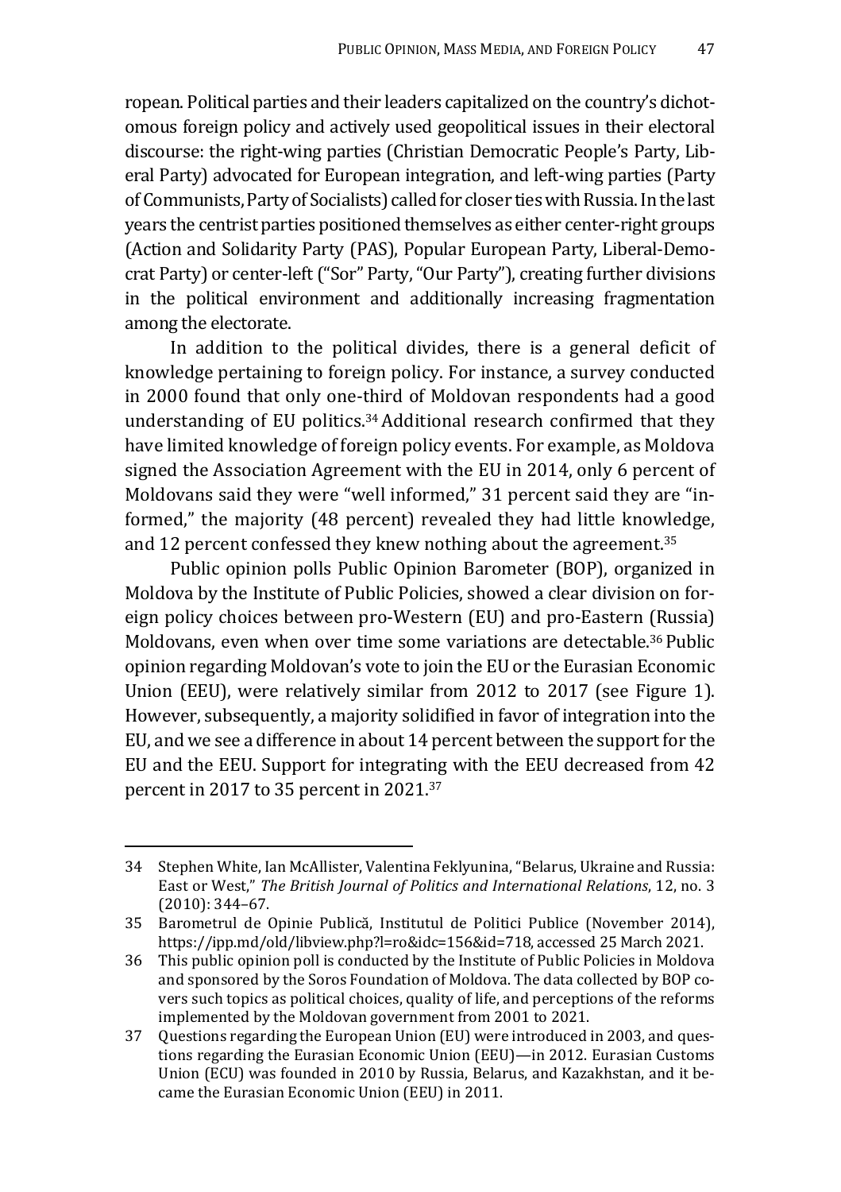ropean. Political parties and their leaders capitalized on the country's dichotomous foreign policy and actively used geopolitical issues in their electoral discourse: the right-wing parties (Christian Democratic People's Party, Liberal Party) advocated for European integration, and left-wing parties (Party of Communists, Party of Socialists) called for closer ties with Russia. In the last years the centrist parties positioned themselves as either center-right groups (Action and Solidarity Party (PAS), Popular European Party, Liberal-Democrat Party) or center-left ("Sor" Party, "Our Party"), creating further divisions in the political environment and additionally increasing fragmentation among the electorate.

In addition to the political divides, there is a general deficit of knowledge pertaining to foreign policy. For instance, a survey conducted in 2000 found that only one-third of Moldovan respondents had a good understanding of EU politics.[34] Additional research confirmed that they have limited knowledge of foreign policy events. For example, as Moldova signed the Association Agreement with the EU in 2014, only 6 percent of Moldovans said they were "well informed," 31 percent said they are "informed," the majority (48 percent) revealed they had little knowledge, and 12 percent confessed they knew nothing about the agreement.[35]

Public opinion polls Public Opinion Barometer (BOP), organized in Moldova by the Institute of Public Policies, showed a clear division on foreign policy choices between pro-Western (EU) and pro-Eastern (Russia) Moldovans, even when over time some variations are detectable.[36] Public opinion regarding Moldovan's vote to join the EU or the Eurasian Economic Union (EEU), were relatively similar from 2012 to 2017 (see Figure 1). However, subsequently, a majority solidified in favor of integration into the EU, and we see a difference in about 14 percent between the support for the EU and the EEU. Support for integrating with the EEU decreased from 42 percent in 2017 to 35 percent in 2021.[37]

---

34 Stephen White, Ian McAllister, Valentina Feklyunina, "Belarus, Ukraine and Russia: East or West," *The British Journal of Politics and International Relations*, 12, no. 3 (2010): 344–67.

35 Barometrul de Opinie Publică, Institutul de Politici Publice (November 2014), https://ipp.md/old/libview.php?l=ro&idc=156&id=718, accessed 25 March 2021.

36 This public opinion poll is conducted by the Institute of Public Policies in Moldova and sponsored by the Soros Foundation of Moldova. The data collected by BOP covers such topics as political choices, quality of life, and perceptions of the reforms implemented by the Moldovan government from 2001 to 2021.

37 Questions regarding the European Union (EU) were introduced in 2003, and questions regarding the Eurasian Economic Union (EEU)—in 2012. Eurasian Customs Union (ECU) was founded in 2010 by Russia, Belarus, and Kazakhstan, and it became the Eurasian Economic Union (EEU) in 2011.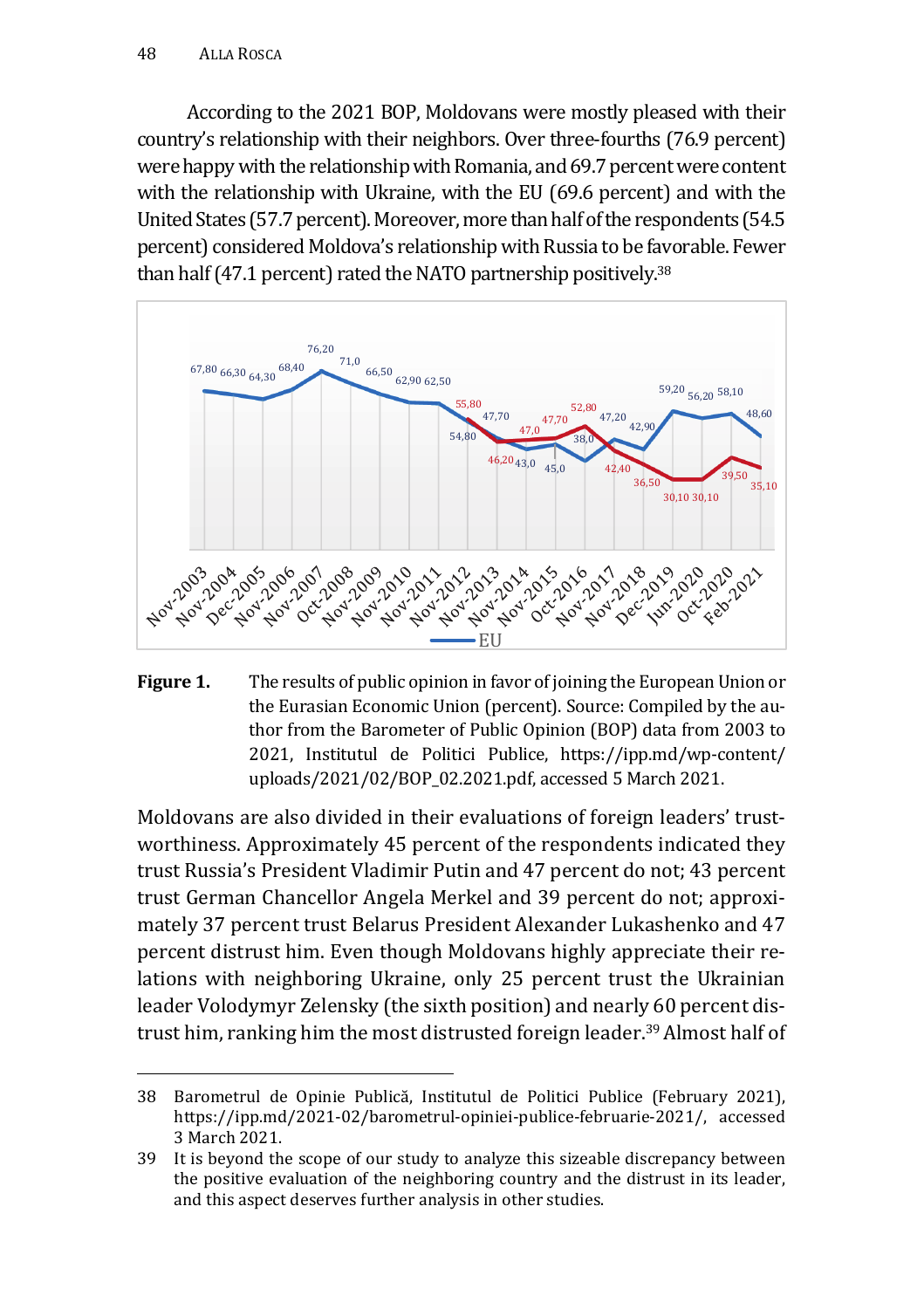According to the 2021 BOP, Moldovans were mostly pleased with their country's relationship with their neighbors. Over three-fourths (76.9 percent) were happy with the relationship with Romania, and 69.7 percent were content with the relationship with Ukraine, with the EU (69.6 percent) and with the United States (57.7 percent). Moreover, more than half of the respondents (54.5 percent) considered Moldova's relationship with Russia to be favorable. Fewer than half (47.1 percent) rated the NATO partnership positively.[38]

**Figure 1.** The results of public opinion in favor of joining the European Union or the Eurasian Economic Union (percent). Source: Compiled by the author from the Barometer of Public Opinion (BOP) data from 2003 to 2021, Institutul de Politici Publice, https://ipp.md/wp-content/uploads/2021/02/BOP_02.2021.pdf, accessed 5 March 2021.

Moldovans are also divided in their evaluations of foreign leaders' trustworthiness. Approximately 45 percent of the respondents indicated they trust Russia's President Vladimir Putin and 47 percent do not; 43 percent trust German Chancellor Angela Merkel and 39 percent do not; approximately 37 percent trust Belarus President Alexander Lukashenko and 47 percent distrust him. Even though Moldovans highly appreciate their relations with neighboring Ukraine, only 25 percent trust the Ukrainian leader Volodymyr Zelensky (the sixth position) and nearly 60 percent distrust him, ranking him the most distrusted foreign leader.[39] Almost half of

38 Barometrul de Opinie Publică, Institutul de Politici Publice (February 2021), https://ipp.md/2021-02/barometrul-opiniei-publice-februarie-2021/, accessed 3 March 2021.

39 It is beyond the scope of our study to analyze this sizeable discrepancy between the positive evaluation of the neighboring country and the distrust in its leader, and this aspect deserves further analysis in other studies.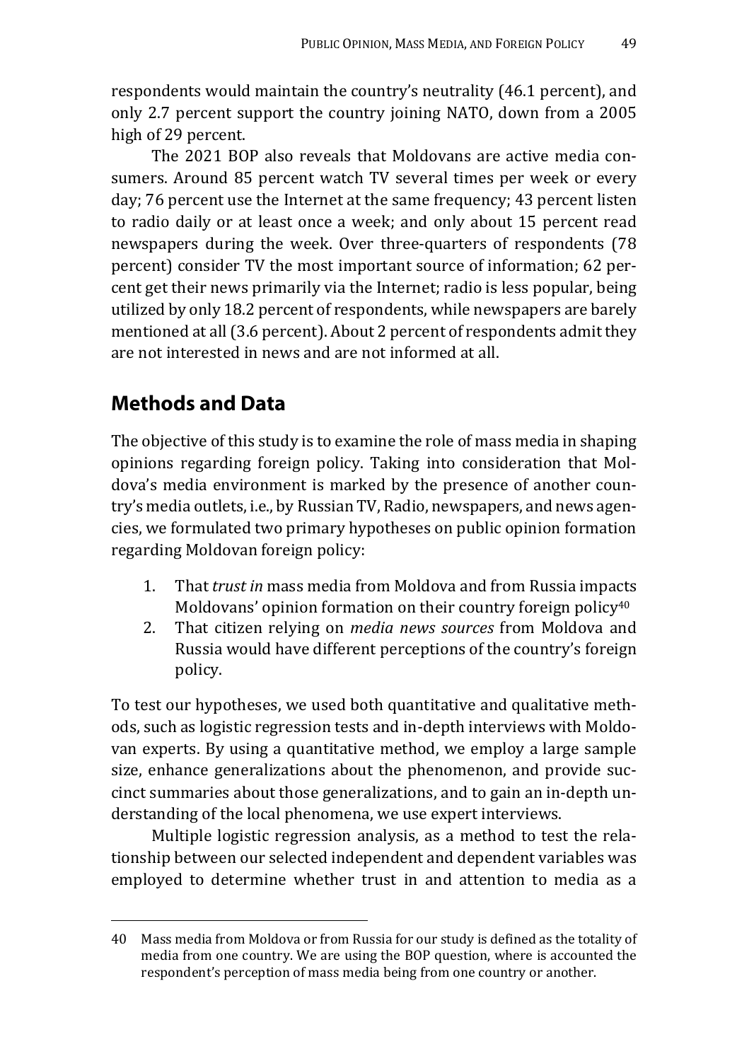respondents would maintain the country's neutrality (46.1 percent), and only 2.7 percent support the country joining NATO, down from a 2005 high of 29 percent.

The 2021 BOP also reveals that Moldovans are active media consumers. Around 85 percent watch TV several times per week or every day; 76 percent use the Internet at the same frequency; 43 percent listen to radio daily or at least once a week; and only about 15 percent read newspapers during the week. Over three-quarters of respondents (78 percent) consider TV the most important source of information; 62 percent get their news primarily via the Internet; radio is less popular, being utilized by only 18.2 percent of respondents, while newspapers are barely mentioned at all (3.6 percent). About 2 percent of respondents admit they are not interested in news and are not informed at all.

## Methods and Data

The objective of this study is to examine the role of mass media in shaping opinions regarding foreign policy. Taking into consideration that Moldova's media environment is marked by the presence of another country's media outlets, i.e., by Russian TV, Radio, newspapers, and news agencies, we formulated two primary hypotheses on public opinion formation regarding Moldovan foreign policy:

1. That *trust in* mass media from Moldova and from Russia impacts Moldovans' opinion formation on their country foreign policy[40]
2. That citizen relying on *media news sources* from Moldova and Russia would have different perceptions of the country's foreign policy.

To test our hypotheses, we used both quantitative and qualitative methods, such as logistic regression tests and in-depth interviews with Moldovan experts. By using a quantitative method, we employ a large sample size, enhance generalizations about the phenomenon, and provide succinct summaries about those generalizations, and to gain an in-depth understanding of the local phenomena, we use expert interviews.

Multiple logistic regression analysis, as a method to test the relationship between our selected independent and dependent variables was employed to determine whether trust in and attention to media as a

---

40 Mass media from Moldova or from Russia for our study is defined as the totality of media from one country. We are using the BOP question, where is accounted the respondent's perception of mass media being from one country or another.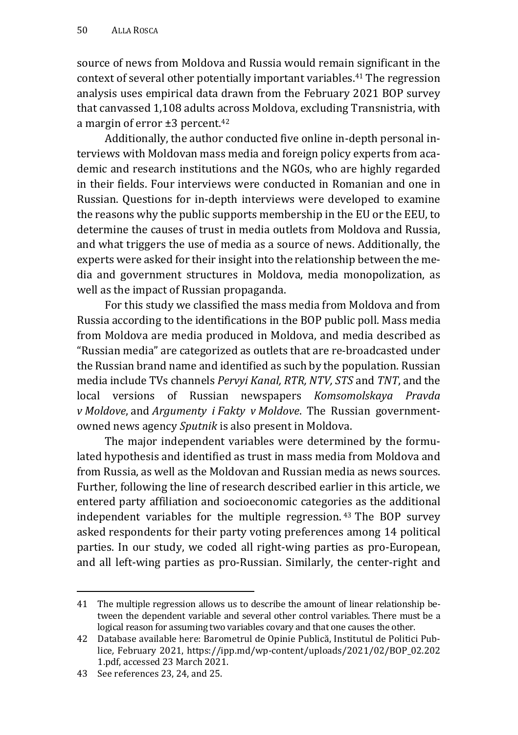source of news from Moldova and Russia would remain significant in the context of several other potentially important variables.[41] The regression analysis uses empirical data drawn from the February 2021 BOP survey that canvassed 1,108 adults across Moldova, excluding Transnistria, with a margin of error ±3 percent.[42]

Additionally, the author conducted five online in-depth personal interviews with Moldovan mass media and foreign policy experts from academic and research institutions and the NGOs, who are highly regarded in their fields. Four interviews were conducted in Romanian and one in Russian. Questions for in-depth interviews were developed to examine the reasons why the public supports membership in the EU or the EEU, to determine the causes of trust in media outlets from Moldova and Russia, and what triggers the use of media as a source of news. Additionally, the experts were asked for their insight into the relationship between the media and government structures in Moldova, media monopolization, as well as the impact of Russian propaganda.

For this study we classified the mass media from Moldova and from Russia according to the identifications in the BOP public poll. Mass media from Moldova are media produced in Moldova, and media described as "Russian media" are categorized as outlets that are re-broadcasted under the Russian brand name and identified as such by the population. Russian media include TVs channels *Pervyi Kanal, RTR, NTV, STS* and *TNT*, and the local versions of Russian newspapers *Komsomolskaya Pravda v Moldove*, and *Argumenty i Fakty v Moldove*. The Russian government-owned news agency *Sputnik* is also present in Moldova.

The major independent variables were determined by the formulated hypothesis and identified as trust in mass media from Moldova and from Russia, as well as the Moldovan and Russian media as news sources. Further, following the line of research described earlier in this article, we entered party affiliation and socioeconomic categories as the additional independent variables for the multiple regression.[43] The BOP survey asked respondents for their party voting preferences among 14 political parties. In our study, we coded all right-wing parties as pro-European, and all left-wing parties as pro-Russian. Similarly, the center-right and

---

41 The multiple regression allows us to describe the amount of linear relationship between the dependent variable and several other control variables. There must be a logical reason for assuming two variables covary and that one causes the other.

42 Database available here: Barometrul de Opinie Publică, Institutul de Politici Publice, February 2021, https://ipp.md/wp-content/uploads/2021/02/BOP_02.2021.pdf, accessed 23 March 2021.

43 See references 23, 24, and 25.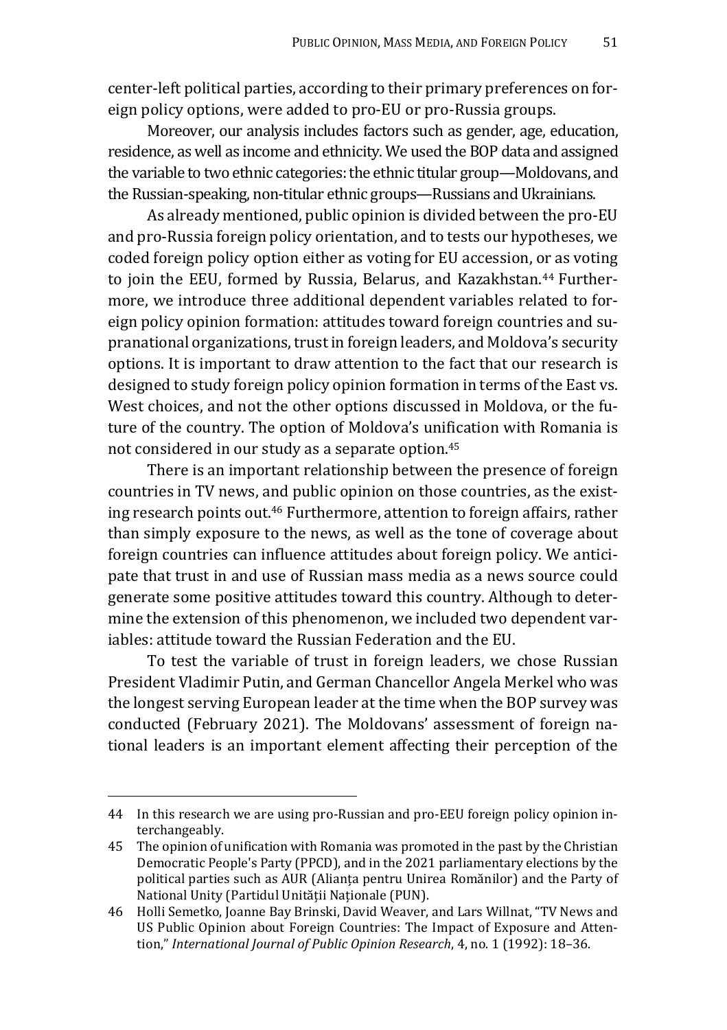center-left political parties, according to their primary preferences on foreign policy options, were added to pro-EU or pro-Russia groups.

Moreover, our analysis includes factors such as gender, age, education, residence, as well as income and ethnicity. We used the BOP data and assigned the variable to two ethnic categories: the ethnic titular group—Moldovans, and the Russian-speaking, non-titular ethnic groups—Russians and Ukrainians.

As already mentioned, public opinion is divided between the pro-EU and pro-Russia foreign policy orientation, and to tests our hypotheses, we coded foreign policy option either as voting for EU accession, or as voting to join the EEU, formed by Russia, Belarus, and Kazakhstan.[44] Furthermore, we introduce three additional dependent variables related to foreign policy opinion formation: attitudes toward foreign countries and supranational organizations, trust in foreign leaders, and Moldova's security options. It is important to draw attention to the fact that our research is designed to study foreign policy opinion formation in terms of the East vs. West choices, and not the other options discussed in Moldova, or the future of the country. The option of Moldova's unification with Romania is not considered in our study as a separate option.[45]

There is an important relationship between the presence of foreign countries in TV news, and public opinion on those countries, as the existing research points out.[46] Furthermore, attention to foreign affairs, rather than simply exposure to the news, as well as the tone of coverage about foreign countries can influence attitudes about foreign policy. We anticipate that trust in and use of Russian mass media as a news source could generate some positive attitudes toward this country. Although to determine the extension of this phenomenon, we included two dependent variables: attitude toward the Russian Federation and the EU.

To test the variable of trust in foreign leaders, we chose Russian President Vladimir Putin, and German Chancellor Angela Merkel who was the longest serving European leader at the time when the BOP survey was conducted (February 2021). The Moldovans' assessment of foreign national leaders is an important element affecting their perception of the

---

44 In this research we are using pro-Russian and pro-EEU foreign policy opinion interchangeably.

45 The opinion of unification with Romania was promoted in the past by the Christian Democratic People's Party (PPCD), and in the 2021 parliamentary elections by the political parties such as AUR (Alianța pentru Unirea Românilor) and the Party of National Unity (Partidul Unității Naționale (PUN).

46 Holli Semetko, Joanne Bay Brinski, David Weaver, and Lars Willnat, "TV News and US Public Opinion about Foreign Countries: The Impact of Exposure and Attention," *International Journal of Public Opinion Research*, 4, no. 1 (1992): 18–36.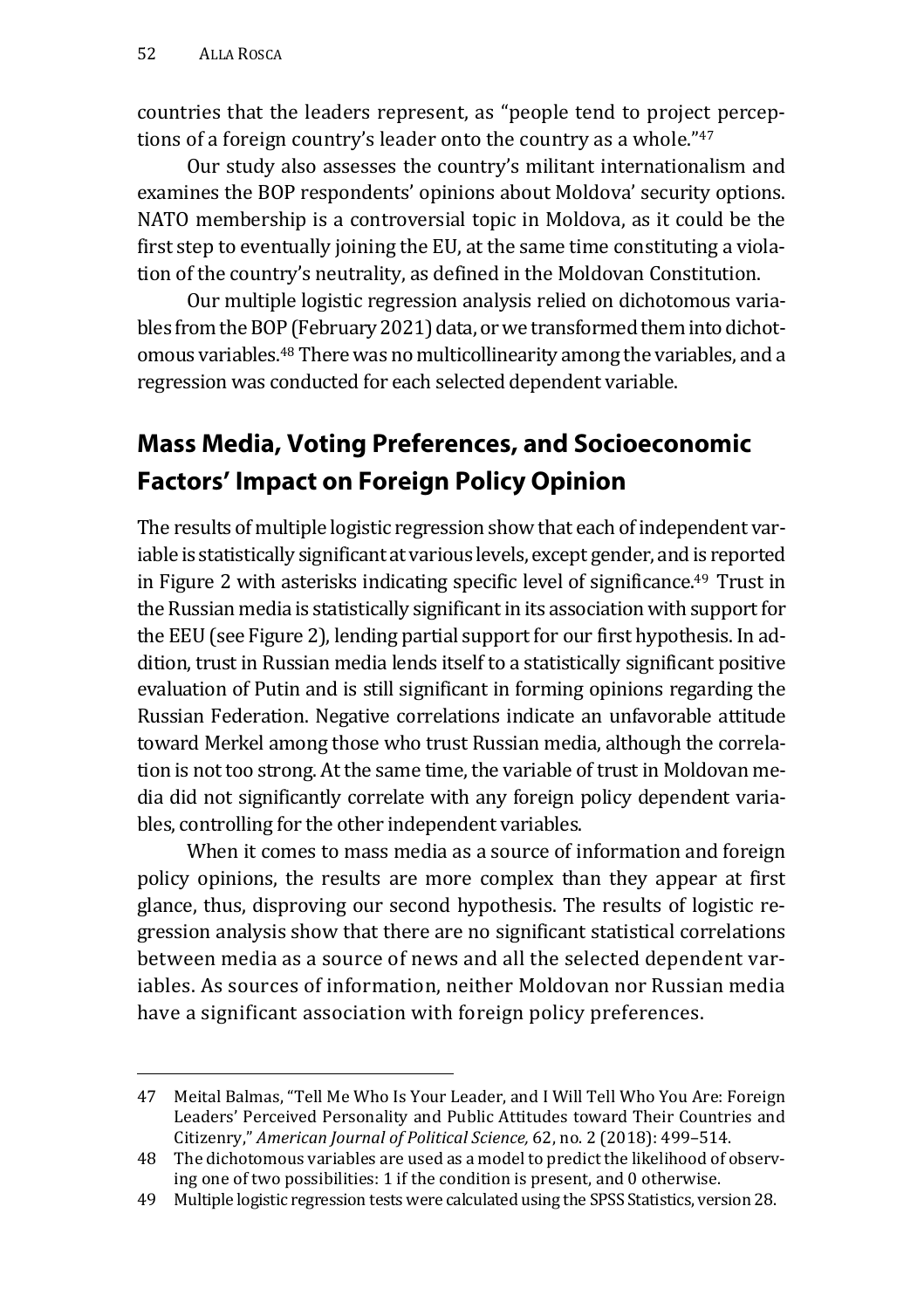countries that the leaders represent, as "people tend to project perceptions of a foreign country's leader onto the country as a whole."[47]

Our study also assesses the country's militant internationalism and examines the BOP respondents' opinions about Moldova' security options. NATO membership is a controversial topic in Moldova, as it could be the first step to eventually joining the EU, at the same time constituting a violation of the country's neutrality, as defined in the Moldovan Constitution.

Our multiple logistic regression analysis relied on dichotomous variables from the BOP (February 2021) data, or we transformed them into dichotomous variables.[48] There was no multicollinearity among the variables, and a regression was conducted for each selected dependent variable.

## Mass Media, Voting Preferences, and Socioeconomic Factors' Impact on Foreign Policy Opinion

The results of multiple logistic regression show that each of independent variable is statistically significant at various levels, except gender, and is reported in Figure 2 with asterisks indicating specific level of significance.[49] Trust in the Russian media is statistically significant in its association with support for the EEU (see Figure 2), lending partial support for our first hypothesis. In addition, trust in Russian media lends itself to a statistically significant positive evaluation of Putin and is still significant in forming opinions regarding the Russian Federation. Negative correlations indicate an unfavorable attitude toward Merkel among those who trust Russian media, although the correlation is not too strong. At the same time, the variable of trust in Moldovan media did not significantly correlate with any foreign policy dependent variables, controlling for the other independent variables.

When it comes to mass media as a source of information and foreign policy opinions, the results are more complex than they appear at first glance, thus, disproving our second hypothesis. The results of logistic regression analysis show that there are no significant statistical correlations between media as a source of news and all the selected dependent variables. As sources of information, neither Moldovan nor Russian media have a significant association with foreign policy preferences.

---

47 Meital Balmas, "Tell Me Who Is Your Leader, and I Will Tell Who You Are: Foreign Leaders' Perceived Personality and Public Attitudes toward Their Countries and Citizenry," *American Journal of Political Science,* 62, no. 2 (2018): 499–514.

48 The dichotomous variables are used as a model to predict the likelihood of observing one of two possibilities: 1 if the condition is present, and 0 otherwise.

49 Multiple logistic regression tests were calculated using the SPSS Statistics, version 28.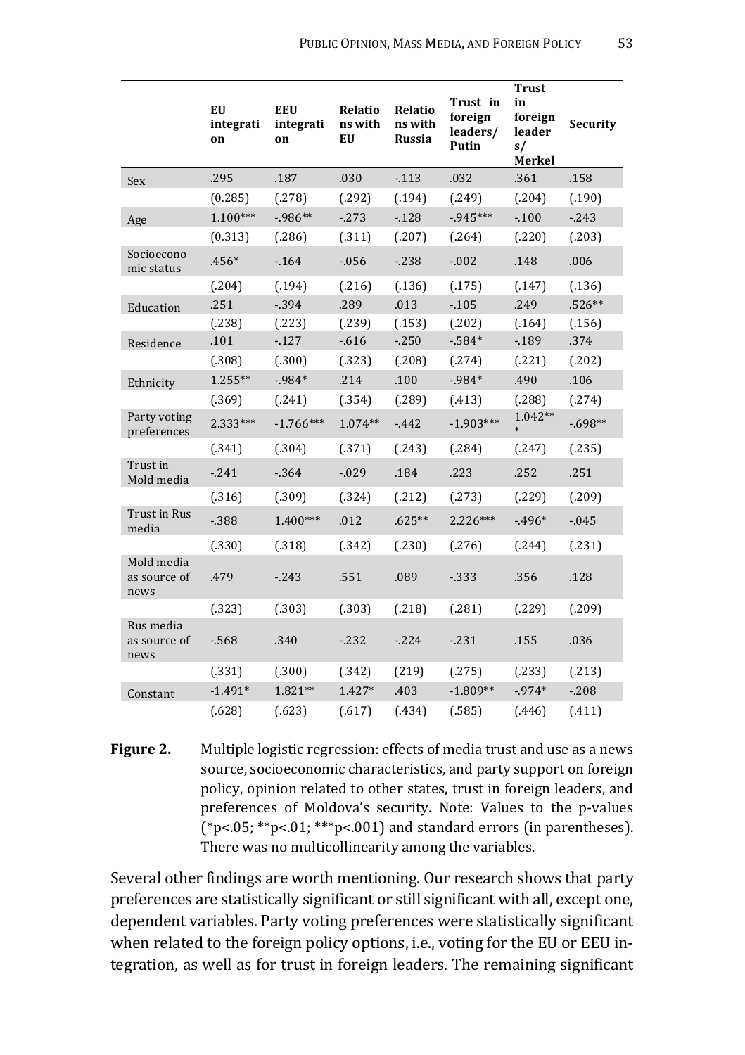| | EU integration | EEU integration | Relations with EU | Relations with Russia | Trust in foreign leaders/ Putin | Trust in foreign leaders/ Merkel | Security |
|---|---|---|---|---|---|---|---|
| Sex | .295 | .187 | .030 | -.113 | .032 | .361 | .158 |
| | (0.285) | (.278) | (.292) | (.194) | (.249) | (.204) | (.190) |
| Age | 1.100*** | -.986** | -.273 | -.128 | -.945*** | -.100 | -.243 |
| | (0.313) | (.286) | (.311) | (.207) | (.264) | (.220) | (.203) |
| Socioeconomic status | .456* | -.164 | -.056 | -.238 | -.002 | .148 | .006 |
| | (.204) | (.194) | (.216) | (.136) | (.175) | (.147) | (.136) |
| Education | .251 | -.394 | .289 | .013 | -.105 | .249 | .526** |
| | (.238) | (.223) | (.239) | (.153) | (.202) | (.164) | (.156) |
| Residence | .101 | -.127 | -.616 | -.250 | -.584* | -.189 | .374 |
| | (.308) | (.300) | (.323) | (.208) | (.274) | (.221) | (.202) |
| Ethnicity | 1.255** | -.984* | .214 | .100 | -.984* | .490 | .106 |
| | (.369) | (.241) | (.354) | (.289) | (.413) | (.288) | (.274) |
| Party voting preferences | 2.333*** | -1.766*** | 1.074** | -.442 | -1.903*** | 1.042*** | -.698** |
| | (.341) | (.304) | (.371) | (.243) | (.284) | (.247) | (.235) |
| Trust in Mold media | -.241 | -.364 | -.029 | .184 | .223 | .252 | .251 |
| | (.316) | (.309) | (.324) | (.212) | (.273) | (.229) | (.209) |
| Trust in Rus media | -.388 | 1.400*** | .012 | .625** | 2.226*** | -.496* | -.045 |
| | (.330) | (.318) | (.342) | (.230) | (.276) | (.244) | (.231) |
| Mold media as source of news | .479 | -.243 | .551 | .089 | -.333 | .356 | .128 |
| | (.323) | (.303) | (.303) | (.218) | (.281) | (.229) | (.209) |
| Rus media as source of news | -.568 | .340 | -.232 | -.224 | -.231 | .155 | .036 |
| | (.331) | (.300) | (.342) | (219) | (.275) | (.233) | (.213) |
| Constant | -1.491* | 1.821** | 1.427* | .403 | -1.809** | -.974* | -.208 |
| | (.628) | (.623) | (.617) | (.434) | (.585) | (.446) | (.411) |

**Figure 2.** Multiple logistic regression: effects of media trust and use as a news source, socioeconomic characteristics, and party support on foreign policy, opinion related to other states, trust in foreign leaders, and preferences of Moldova's security. Note: Values to the p-values (*p<.05; **p<.01; ***p<.001) and standard errors (in parentheses). There was no multicollinearity among the variables.

Several other findings are worth mentioning. Our research shows that party preferences are statistically significant or still significant with all, except one, dependent variables. Party voting preferences were statistically significant when related to the foreign policy options, i.e., voting for the EU or EEU integration, as well as for trust in foreign leaders. The remaining significant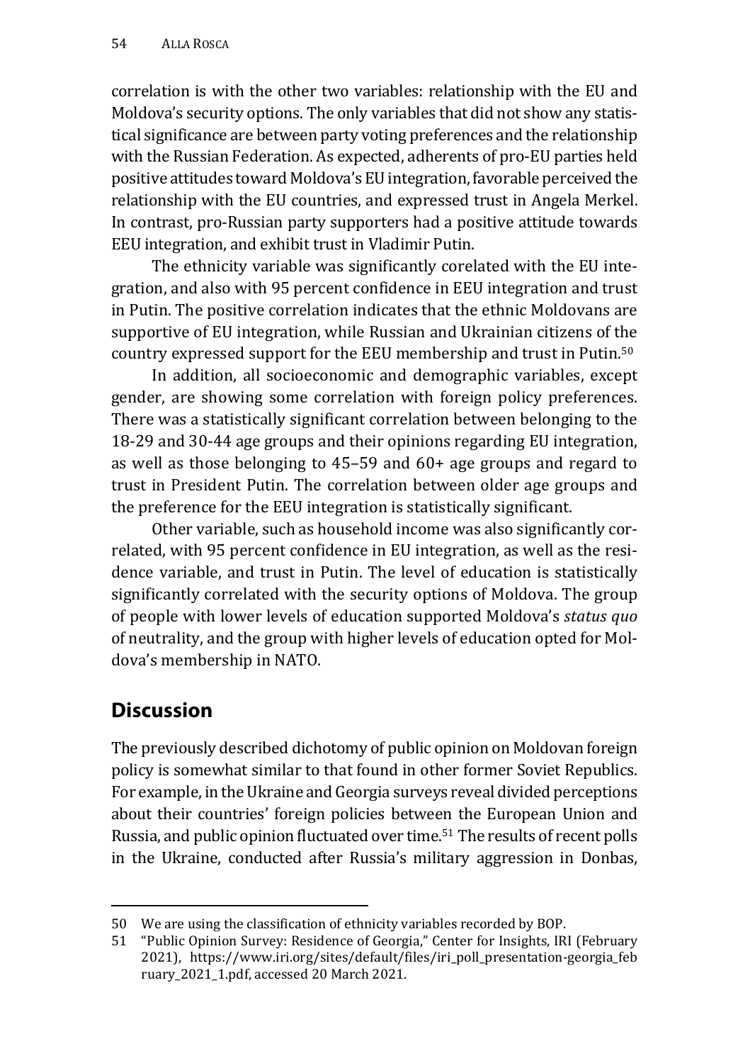correlation is with the other two variables: relationship with the EU and Moldova's security options. The only variables that did not show any statistical significance are between party voting preferences and the relationship with the Russian Federation. As expected, adherents of pro-EU parties held positive attitudes toward Moldova's EU integration, favorable perceived the relationship with the EU countries, and expressed trust in Angela Merkel. In contrast, pro-Russian party supporters had a positive attitude towards EEU integration, and exhibit trust in Vladimir Putin.

The ethnicity variable was significantly corelated with the EU integration, and also with 95 percent confidence in EEU integration and trust in Putin. The positive correlation indicates that the ethnic Moldovans are supportive of EU integration, while Russian and Ukrainian citizens of the country expressed support for the EEU membership and trust in Putin.[50]

In addition, all socioeconomic and demographic variables, except gender, are showing some correlation with foreign policy preferences. There was a statistically significant correlation between belonging to the 18-29 and 30-44 age groups and their opinions regarding EU integration, as well as those belonging to 45–59 and 60+ age groups and regard to trust in President Putin. The correlation between older age groups and the preference for the EEU integration is statistically significant.

Other variable, such as household income was also significantly correlated, with 95 percent confidence in EU integration, as well as the residence variable, and trust in Putin. The level of education is statistically significantly correlated with the security options of Moldova. The group of people with lower levels of education supported Moldova's *status quo* of neutrality, and the group with higher levels of education opted for Moldova's membership in NATO.

## Discussion

The previously described dichotomy of public opinion on Moldovan foreign policy is somewhat similar to that found in other former Soviet Republics. For example, in the Ukraine and Georgia surveys reveal divided perceptions about their countries' foreign policies between the European Union and Russia, and public opinion fluctuated over time.[51] The results of recent polls in the Ukraine, conducted after Russia's military aggression in Donbas,

---

50 We are using the classification of ethnicity variables recorded by BOP.

51 "Public Opinion Survey: Residence of Georgia," Center for Insights, IRI (February 2021), https://www.iri.org/sites/default/files/iri_poll_presentation-georgia_february_2021_1.pdf, accessed 20 March 2021.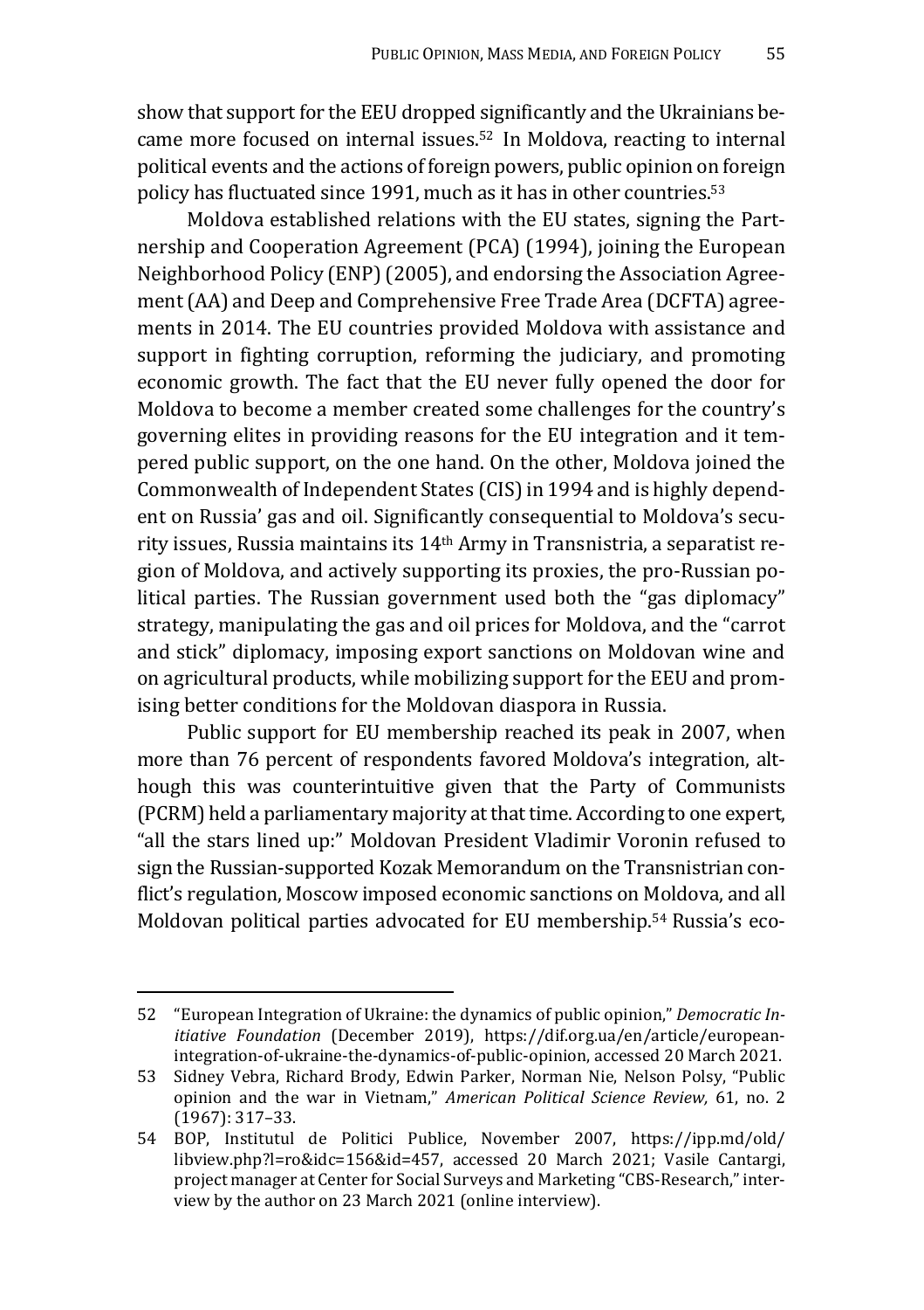show that support for the EEU dropped significantly and the Ukrainians became more focused on internal issues.[52] In Moldova, reacting to internal political events and the actions of foreign powers, public opinion on foreign policy has fluctuated since 1991, much as it has in other countries.[53]

Moldova established relations with the EU states, signing the Partnership and Cooperation Agreement (PCA) (1994), joining the European Neighborhood Policy (ENP) (2005), and endorsing the Association Agreement (AA) and Deep and Comprehensive Free Trade Area (DCFTA) agreements in 2014. The EU countries provided Moldova with assistance and support in fighting corruption, reforming the judiciary, and promoting economic growth. The fact that the EU never fully opened the door for Moldova to become a member created some challenges for the country's governing elites in providing reasons for the EU integration and it tempered public support, on the one hand. On the other, Moldova joined the Commonwealth of Independent States (CIS) in 1994 and is highly dependent on Russia' gas and oil. Significantly consequential to Moldova's security issues, Russia maintains its 14th Army in Transnistria, a separatist region of Moldova, and actively supporting its proxies, the pro-Russian political parties. The Russian government used both the "gas diplomacy" strategy, manipulating the gas and oil prices for Moldova, and the "carrot and stick" diplomacy, imposing export sanctions on Moldovan wine and on agricultural products, while mobilizing support for the EEU and promising better conditions for the Moldovan diaspora in Russia.

Public support for EU membership reached its peak in 2007, when more than 76 percent of respondents favored Moldova's integration, although this was counterintuitive given that the Party of Communists (PCRM) held a parliamentary majority at that time. According to one expert, "all the stars lined up:" Moldovan President Vladimir Voronin refused to sign the Russian-supported Kozak Memorandum on the Transnistrian conflict's regulation, Moscow imposed economic sanctions on Moldova, and all Moldovan political parties advocated for EU membership.[54] Russia's eco-

---

52 "European Integration of Ukraine: the dynamics of public opinion," *Democratic Initiative Foundation* (December 2019), https://dif.org.ua/en/article/european-integration-of-ukraine-the-dynamics-of-public-opinion, accessed 20 March 2021.

53 Sidney Vebra, Richard Brody, Edwin Parker, Norman Nie, Nelson Polsy, "Public opinion and the war in Vietnam," *American Political Science Review,* 61, no. 2 (1967): 317–33.

54 BOP, Institutul de Politici Publice, November 2007, https://ipp.md/old/libview.php?l=ro&idc=156&id=457, accessed 20 March 2021; Vasile Cantargi, project manager at Center for Social Surveys and Marketing "CBS-Research," interview by the author on 23 March 2021 (online interview).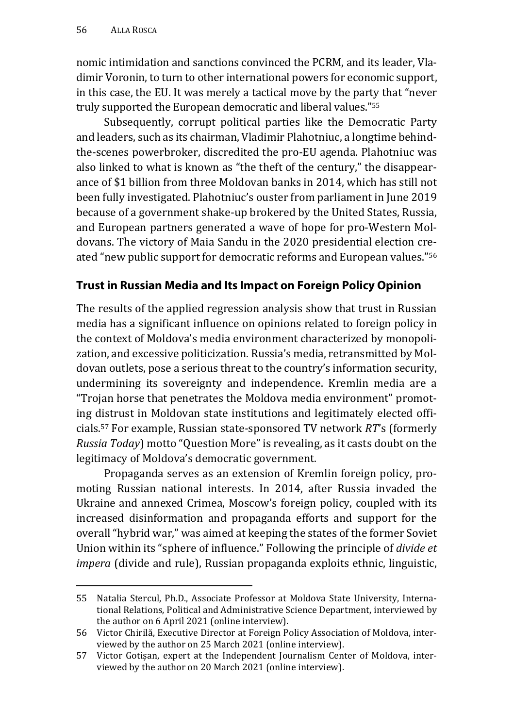nomic intimidation and sanctions convinced the PCRM, and its leader, Vladimir Voronin, to turn to other international powers for economic support, in this case, the EU. It was merely a tactical move by the party that "never truly supported the European democratic and liberal values."[55]

Subsequently, corrupt political parties like the Democratic Party and leaders, such as its chairman, Vladimir Plahotniuc, a longtime behind-the-scenes powerbroker, discredited the pro-EU agenda. Plahotniuc was also linked to what is known as "the theft of the century," the disappearance of $1 billion from three Moldovan banks in 2014, which has still not been fully investigated. Plahotniuc's ouster from parliament in June 2019 because of a government shake-up brokered by the United States, Russia, and European partners generated a wave of hope for pro-Western Moldovans. The victory of Maia Sandu in the 2020 presidential election created "new public support for democratic reforms and European values."[56]

## Trust in Russian Media and Its Impact on Foreign Policy Opinion

The results of the applied regression analysis show that trust in Russian media has a significant influence on opinions related to foreign policy in the context of Moldova's media environment characterized by monopolization, and excessive politicization. Russia's media, retransmitted by Moldovan outlets, pose a serious threat to the country's information security, undermining its sovereignty and independence. Kremlin media are a "Trojan horse that penetrates the Moldova media environment" promoting distrust in Moldovan state institutions and legitimately elected officials.[57] For example, Russian state-sponsored TV network *RT*'s (formerly *Russia Today*) motto "Question More" is revealing, as it casts doubt on the legitimacy of Moldova's democratic government.

Propaganda serves as an extension of Kremlin foreign policy, promoting Russian national interests. In 2014, after Russia invaded the Ukraine and annexed Crimea, Moscow's foreign policy, coupled with its increased disinformation and propaganda efforts and support for the overall "hybrid war," was aimed at keeping the states of the former Soviet Union within its "sphere of influence." Following the principle of *divide et impera* (divide and rule), Russian propaganda exploits ethnic, linguistic,

---

55 Natalia Stercul, Ph.D., Associate Professor at Moldova State University, International Relations, Political and Administrative Science Department, interviewed by the author on 6 April 2021 (online interview).

56 Victor Chirilă, Executive Director at Foreign Policy Association of Moldova, interviewed by the author on 25 March 2021 (online interview).

57 Victor Gotișan, expert at the Independent Journalism Center of Moldova, interviewed by the author on 20 March 2021 (online interview).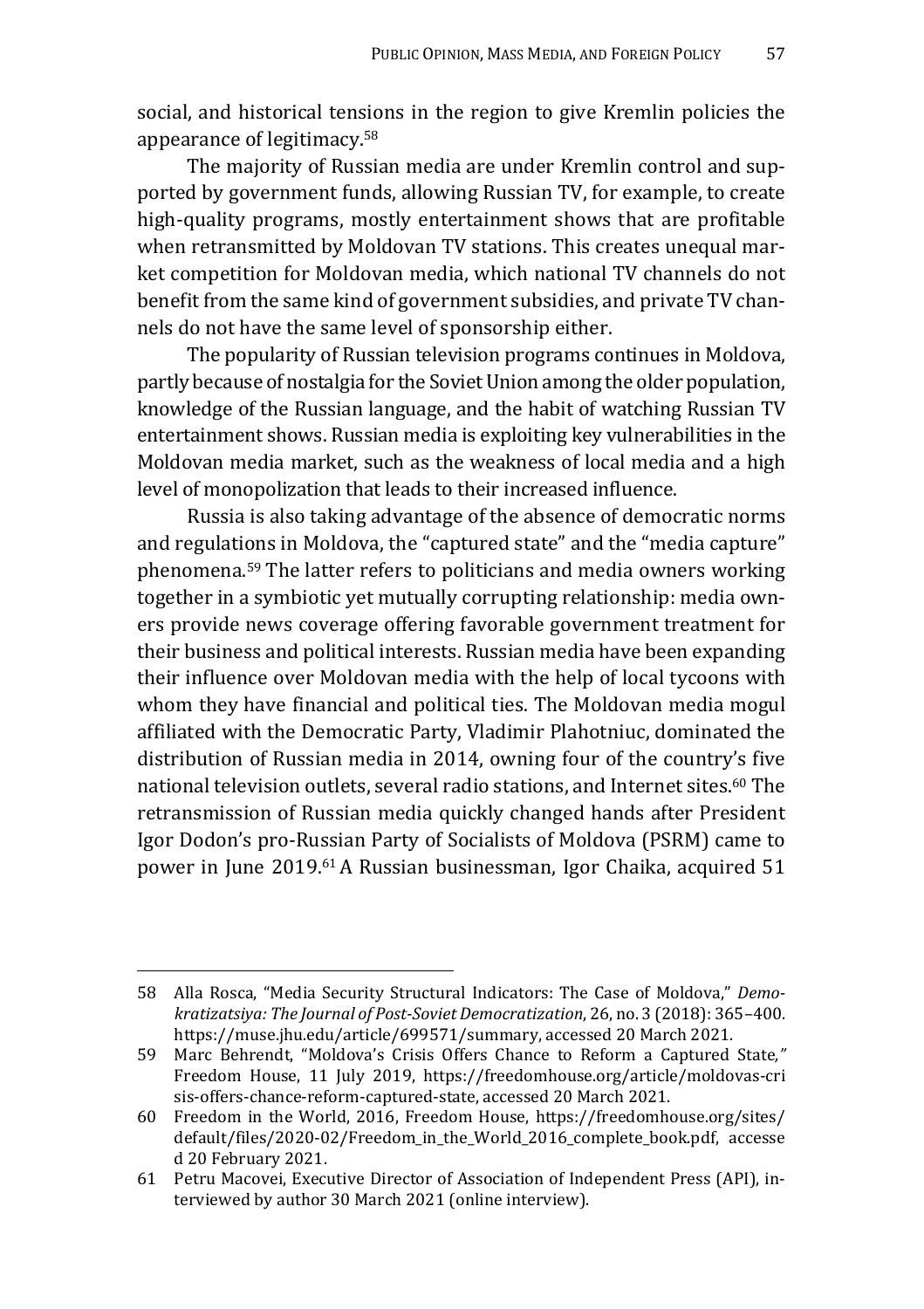social, and historical tensions in the region to give Kremlin policies the appearance of legitimacy.[58]

The majority of Russian media are under Kremlin control and supported by government funds, allowing Russian TV, for example, to create high-quality programs, mostly entertainment shows that are profitable when retransmitted by Moldovan TV stations. This creates unequal market competition for Moldovan media, which national TV channels do not benefit from the same kind of government subsidies, and private TV channels do not have the same level of sponsorship either.

The popularity of Russian television programs continues in Moldova, partly because of nostalgia for the Soviet Union among the older population, knowledge of the Russian language, and the habit of watching Russian TV entertainment shows. Russian media is exploiting key vulnerabilities in the Moldovan media market, such as the weakness of local media and a high level of monopolization that leads to their increased influence.

Russia is also taking advantage of the absence of democratic norms and regulations in Moldova, the "captured state" and the "media capture" phenomena.[59] The latter refers to politicians and media owners working together in a symbiotic yet mutually corrupting relationship: media owners provide news coverage offering favorable government treatment for their business and political interests. Russian media have been expanding their influence over Moldovan media with the help of local tycoons with whom they have financial and political ties. The Moldovan media mogul affiliated with the Democratic Party, Vladimir Plahotniuc, dominated the distribution of Russian media in 2014, owning four of the country's five national television outlets, several radio stations, and Internet sites.[60] The retransmission of Russian media quickly changed hands after President Igor Dodon's pro-Russian Party of Socialists of Moldova (PSRM) came to power in June 2019.[61] A Russian businessman, Igor Chaika, acquired 51

---

58 Alla Rosca, "Media Security Structural Indicators: The Case of Moldova," *Demokratizatsiya: The Journal of Post-Soviet Democratization*, 26, no. 3 (2018): 365–400. https://muse.jhu.edu/article/699571/summary, accessed 20 March 2021.

59 Marc Behrendt, "Moldova's Crisis Offers Chance to Reform a Captured State," Freedom House, 11 July 2019, https://freedomhouse.org/article/moldovas-crisis-offers-chance-reform-captured-state, accessed 20 March 2021.

60 Freedom in the World, 2016, Freedom House, https://freedomhouse.org/sites/default/files/2020-02/Freedom_in_the_World_2016_complete_book.pdf, accessed 20 February 2021.

61 Petru Macovei, Executive Director of Association of Independent Press (API), interviewed by author 30 March 2021 (online interview).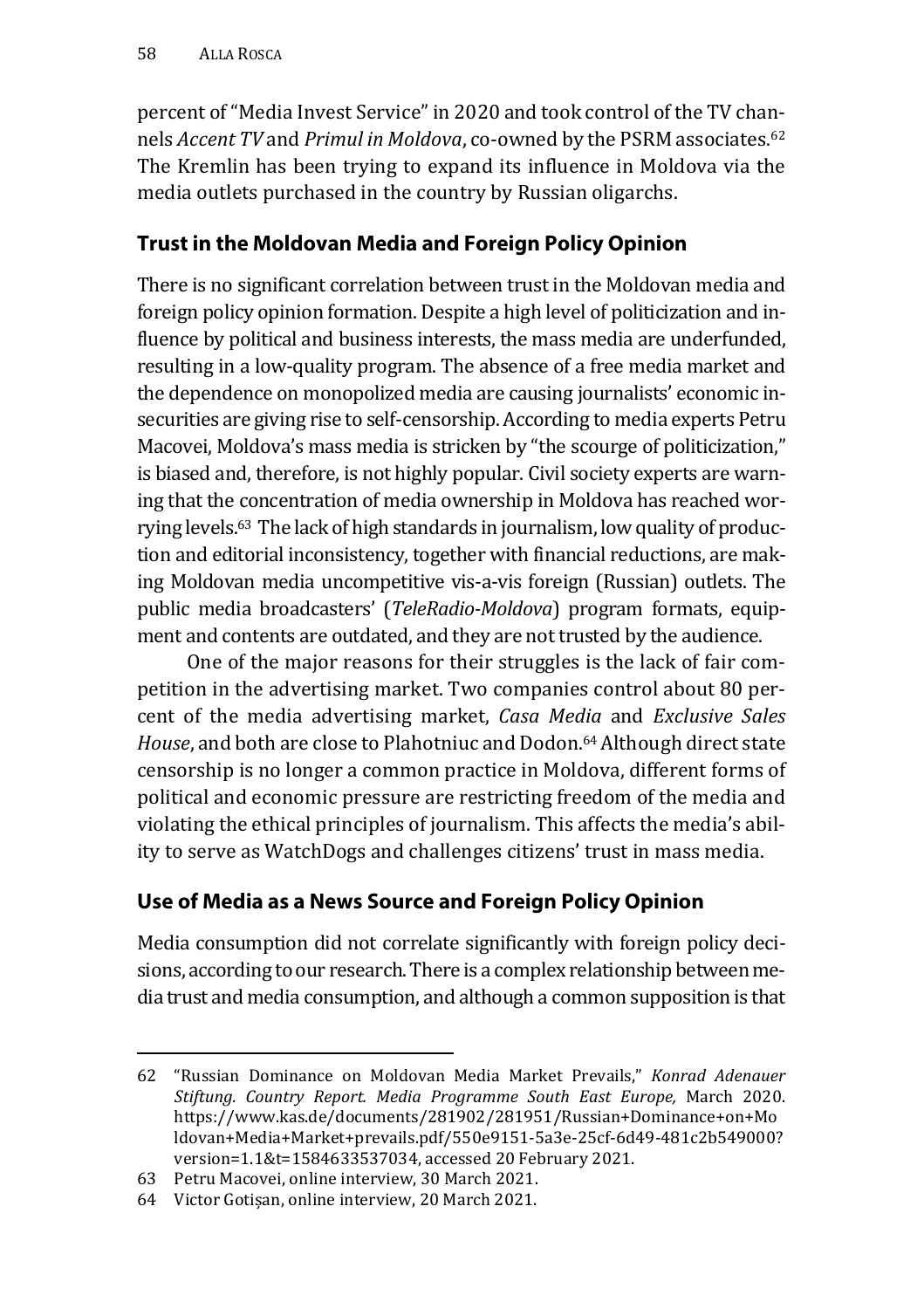percent of "Media Invest Service" in 2020 and took control of the TV channels *Accent TV* and *Primul in Moldova*, co-owned by the PSRM associates.[62] The Kremlin has been trying to expand its influence in Moldova via the media outlets purchased in the country by Russian oligarchs.

## Trust in the Moldovan Media and Foreign Policy Opinion

There is no significant correlation between trust in the Moldovan media and foreign policy opinion formation. Despite a high level of politicization and influence by political and business interests, the mass media are underfunded, resulting in a low-quality program. The absence of a free media market and the dependence on monopolized media are causing journalists' economic insecurities are giving rise to self-censorship. According to media experts Petru Macovei, Moldova's mass media is stricken by "the scourge of politicization," is biased and, therefore, is not highly popular. Civil society experts are warning that the concentration of media ownership in Moldova has reached worrying levels.[63] The lack of high standards in journalism, low quality of production and editorial inconsistency, together with financial reductions, are making Moldovan media uncompetitive vis-a-vis foreign (Russian) outlets. The public media broadcasters' (*TeleRadio-Moldova*) program formats, equipment and contents are outdated, and they are not trusted by the audience.

One of the major reasons for their struggles is the lack of fair competition in the advertising market. Two companies control about 80 percent of the media advertising market, *Casa Media* and *Exclusive Sales House*, and both are close to Plahotniuc and Dodon.[64] Although direct state censorship is no longer a common practice in Moldova, different forms of political and economic pressure are restricting freedom of the media and violating the ethical principles of journalism. This affects the media's ability to serve as WatchDogs and challenges citizens' trust in mass media.

## Use of Media as a News Source and Foreign Policy Opinion

Media consumption did not correlate significantly with foreign policy decisions, according to our research. There is a complex relationship between media trust and media consumption, and although a common supposition is that

---

62 "Russian Dominance on Moldovan Media Market Prevails," *Konrad Adenauer Stiftung. Country Report. Media Programme South East Europe,* March 2020. https://www.kas.de/documents/281902/281951/Russian+Dominance+on+Moldovan+Media+Market+prevails.pdf/550e9151-5a3e-25cf-6d49-481c2b549000?version=1.1&t=1584633537034, accessed 20 February 2021.

63 Petru Macovei, online interview, 30 March 2021.

64 Victor Gotișan, online interview, 20 March 2021.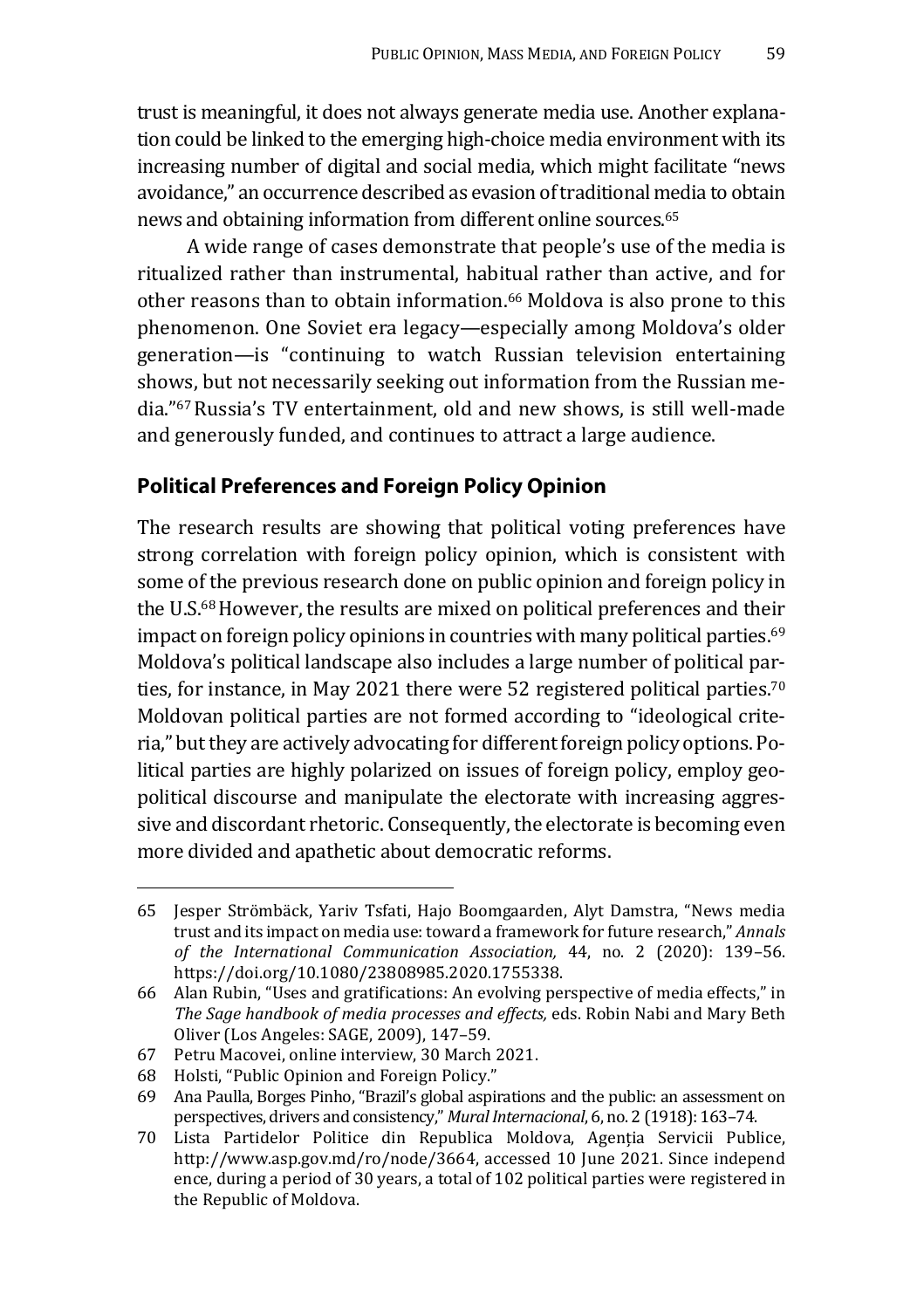trust is meaningful, it does not always generate media use. Another explanation could be linked to the emerging high-choice media environment with its increasing number of digital and social media, which might facilitate "news avoidance," an occurrence described as evasion of traditional media to obtain news and obtaining information from different online sources.[65]

A wide range of cases demonstrate that people's use of the media is ritualized rather than instrumental, habitual rather than active, and for other reasons than to obtain information.[66] Moldova is also prone to this phenomenon. One Soviet era legacy—especially among Moldova's older generation—is "continuing to watch Russian television entertaining shows, but not necessarily seeking out information from the Russian media."[67] Russia's TV entertainment, old and new shows, is still well-made and generously funded, and continues to attract a large audience.

## Political Preferences and Foreign Policy Opinion

The research results are showing that political voting preferences have strong correlation with foreign policy opinion, which is consistent with some of the previous research done on public opinion and foreign policy in the U.S.[68] However, the results are mixed on political preferences and their impact on foreign policy opinions in countries with many political parties.[69] Moldova's political landscape also includes a large number of political parties, for instance, in May 2021 there were 52 registered political parties.[70] Moldovan political parties are not formed according to "ideological criteria," but they are actively advocating for different foreign policy options. Political parties are highly polarized on issues of foreign policy, employ geopolitical discourse and manipulate the electorate with increasing aggressive and discordant rhetoric. Consequently, the electorate is becoming even more divided and apathetic about democratic reforms.

---

65 Jesper Strömbäck, Yariv Tsfati, Hajo Boomgaarden, Alyt Damstra, "News media trust and its impact on media use: toward a framework for future research," *Annals of the International Communication Association,* 44, no. 2 (2020): 139–56. https://doi.org/10.1080/23808985.2020.1755338.

66 Alan Rubin, "Uses and gratifications: An evolving perspective of media effects," in *The Sage handbook of media processes and effects,* eds. Robin Nabi and Mary Beth Oliver (Los Angeles: SAGE, 2009), 147–59.

67 Petru Macovei, online interview, 30 March 2021.

68 Holsti, "Public Opinion and Foreign Policy."

69 Ana Paulla, Borges Pinho, "Brazil's global aspirations and the public: an assessment on perspectives, drivers and consistency," *Mural Internacional*, 6, no. 2 (1918): 163–74.

70 Lista Partidelor Politice din Republica Moldova, Agenția Servicii Publice, http://www.asp.gov.md/ro/node/3664, accessed 10 June 2021. Since independence, during a period of 30 years, a total of 102 political parties were registered in the Republic of Moldova.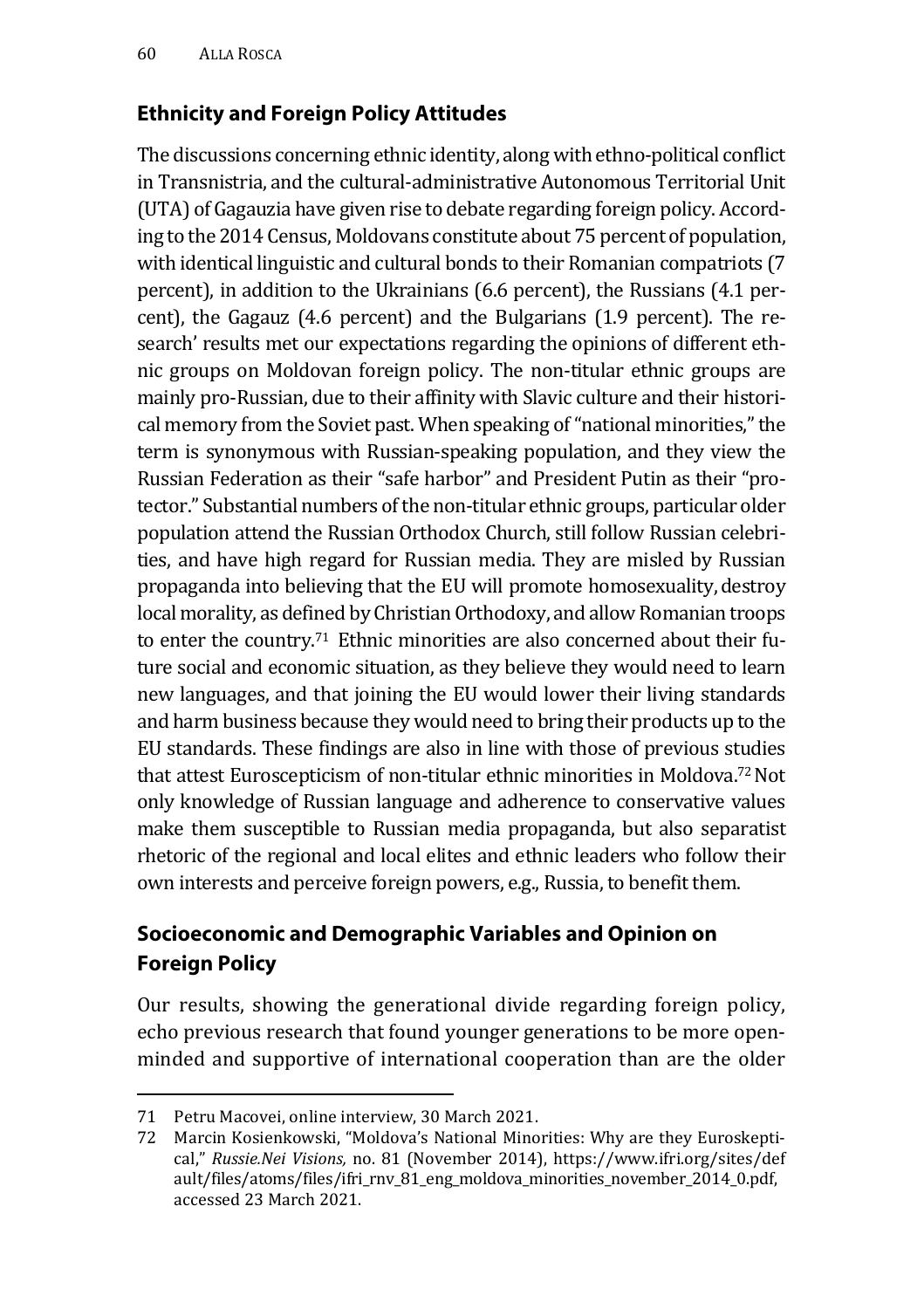## Ethnicity and Foreign Policy Attitudes

The discussions concerning ethnic identity, along with ethno-political conflict in Transnistria, and the cultural-administrative Autonomous Territorial Unit (UTA) of Gagauzia have given rise to debate regarding foreign policy. According to the 2014 Census, Moldovans constitute about 75 percent of population, with identical linguistic and cultural bonds to their Romanian compatriots (7 percent), in addition to the Ukrainians (6.6 percent), the Russians (4.1 percent), the Gagauz (4.6 percent) and the Bulgarians (1.9 percent). The research' results met our expectations regarding the opinions of different ethnic groups on Moldovan foreign policy. The non-titular ethnic groups are mainly pro-Russian, due to their affinity with Slavic culture and their historical memory from the Soviet past. When speaking of "national minorities," the term is synonymous with Russian-speaking population, and they view the Russian Federation as their "safe harbor" and President Putin as their "protector." Substantial numbers of the non-titular ethnic groups, particular older population attend the Russian Orthodox Church, still follow Russian celebrities, and have high regard for Russian media. They are misled by Russian propaganda into believing that the EU will promote homosexuality, destroy local morality, as defined by Christian Orthodoxy, and allow Romanian troops to enter the country.[71] Ethnic minorities are also concerned about their future social and economic situation, as they believe they would need to learn new languages, and that joining the EU would lower their living standards and harm business because they would need to bring their products up to the EU standards. These findings are also in line with those of previous studies that attest Euroscepticism of non-titular ethnic minorities in Moldova.[72] Not only knowledge of Russian language and adherence to conservative values make them susceptible to Russian media propaganda, but also separatist rhetoric of the regional and local elites and ethnic leaders who follow their own interests and perceive foreign powers, e.g., Russia, to benefit them.

## Socioeconomic and Demographic Variables and Opinion on Foreign Policy

Our results, showing the generational divide regarding foreign policy, echo previous research that found younger generations to be more open-minded and supportive of international cooperation than are the older

---

71 Petru Macovei, online interview, 30 March 2021.

72 Marcin Kosienkowski, "Moldova's National Minorities: Why are they Euroskeptical," *Russie.Nei Visions,* no. 81 (November 2014), https://www.ifri.org/sites/default/files/atoms/files/ifri_rnv_81_eng_moldova_minorities_november_2014_0.pdf, accessed 23 March 2021.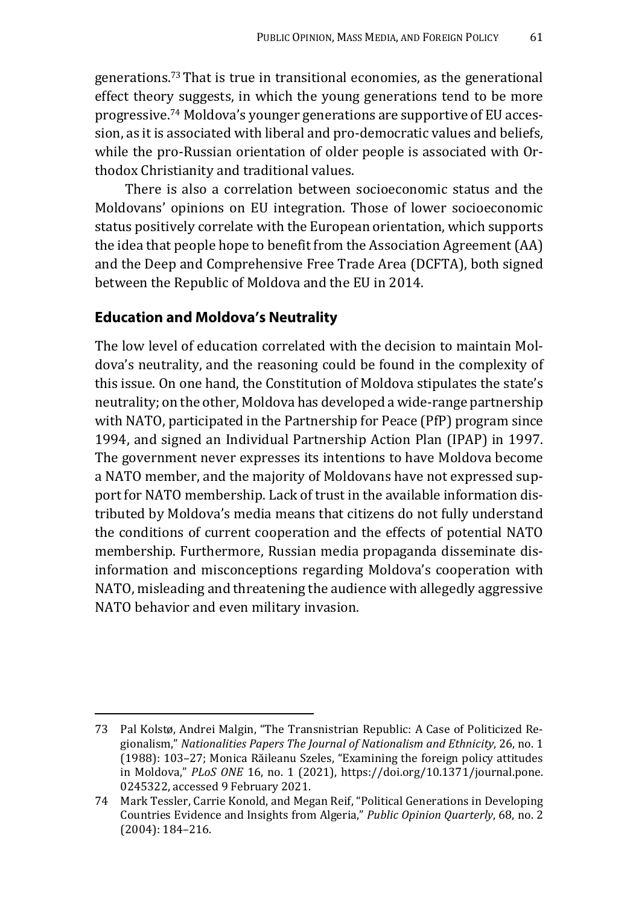generations.[73] That is true in transitional economies, as the generational effect theory suggests, in which the young generations tend to be more progressive.[74] Moldova's younger generations are supportive of EU accession, as it is associated with liberal and pro-democratic values and beliefs, while the pro-Russian orientation of older people is associated with Orthodox Christianity and traditional values.

There is also a correlation between socioeconomic status and the Moldovans' opinions on EU integration. Those of lower socioeconomic status positively correlate with the European orientation, which supports the idea that people hope to benefit from the Association Agreement (AA) and the Deep and Comprehensive Free Trade Area (DCFTA), both signed between the Republic of Moldova and the EU in 2014.

## Education and Moldova's Neutrality

The low level of education correlated with the decision to maintain Moldova's neutrality, and the reasoning could be found in the complexity of this issue. On one hand, the Constitution of Moldova stipulates the state's neutrality; on the other, Moldova has developed a wide-range partnership with NATO, participated in the Partnership for Peace (PfP) program since 1994, and signed an Individual Partnership Action Plan (IPAP) in 1997. The government never expresses its intentions to have Moldova become a NATO member, and the majority of Moldovans have not expressed support for NATO membership. Lack of trust in the available information distributed by Moldova's media means that citizens do not fully understand the conditions of current cooperation and the effects of potential NATO membership. Furthermore, Russian media propaganda disseminate disinformation and misconceptions regarding Moldova's cooperation with NATO, misleading and threatening the audience with allegedly aggressive NATO behavior and even military invasion.

---

73 Pal Kolstø, Andrei Malgin, "The Transnistrian Republic: A Case of Politicized Regionalism," *Nationalities Papers The Journal of Nationalism and Ethnicity*, 26, no. 1 (1988): 103–27; Monica Răileanu Szeles, "Examining the foreign policy attitudes in Moldova," *PLoS ONE* 16, no. 1 (2021), https://doi.org/10.1371/journal.pone.0245322, accessed 9 February 2021.

74 Mark Tessler, Carrie Konold, and Megan Reif, "Political Generations in Developing Countries Evidence and Insights from Algeria," *Public Opinion Quarterly*, 68, no. 2 (2004): 184–216.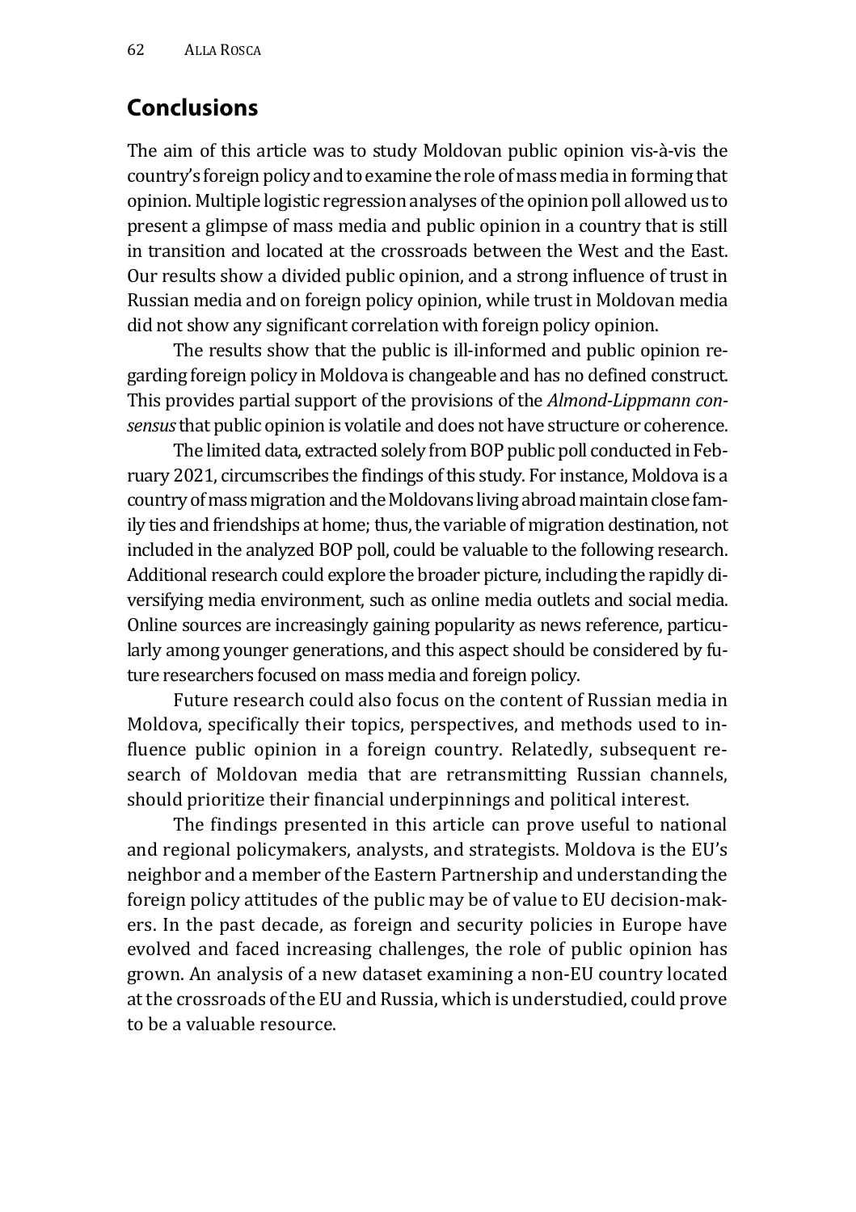## Conclusions

The aim of this article was to study Moldovan public opinion vis-à-vis the country's foreign policy and to examine the role of mass media in forming that opinion. Multiple logistic regression analyses of the opinion poll allowed us to present a glimpse of mass media and public opinion in a country that is still in transition and located at the crossroads between the West and the East. Our results show a divided public opinion, and a strong influence of trust in Russian media and on foreign policy opinion, while trust in Moldovan media did not show any significant correlation with foreign policy opinion.

The results show that the public is ill-informed and public opinion regarding foreign policy in Moldova is changeable and has no defined construct. This provides partial support of the provisions of the *Almond-Lippmann consensus* that public opinion is volatile and does not have structure or coherence.

The limited data, extracted solely from BOP public poll conducted in February 2021, circumscribes the findings of this study. For instance, Moldova is a country of mass migration and the Moldovans living abroad maintain close family ties and friendships at home; thus, the variable of migration destination, not included in the analyzed BOP poll, could be valuable to the following research. Additional research could explore the broader picture, including the rapidly diversifying media environment, such as online media outlets and social media. Online sources are increasingly gaining popularity as news reference, particularly among younger generations, and this aspect should be considered by future researchers focused on mass media and foreign policy.

Future research could also focus on the content of Russian media in Moldova, specifically their topics, perspectives, and methods used to influence public opinion in a foreign country. Relatedly, subsequent research of Moldovan media that are retransmitting Russian channels, should prioritize their financial underpinnings and political interest.

The findings presented in this article can prove useful to national and regional policymakers, analysts, and strategists. Moldova is the EU's neighbor and a member of the Eastern Partnership and understanding the foreign policy attitudes of the public may be of value to EU decision-makers. In the past decade, as foreign and security policies in Europe have evolved and faced increasing challenges, the role of public opinion has grown. An analysis of a new dataset examining a non-EU country located at the crossroads of the EU and Russia, which is understudied, could prove to be a valuable resource.